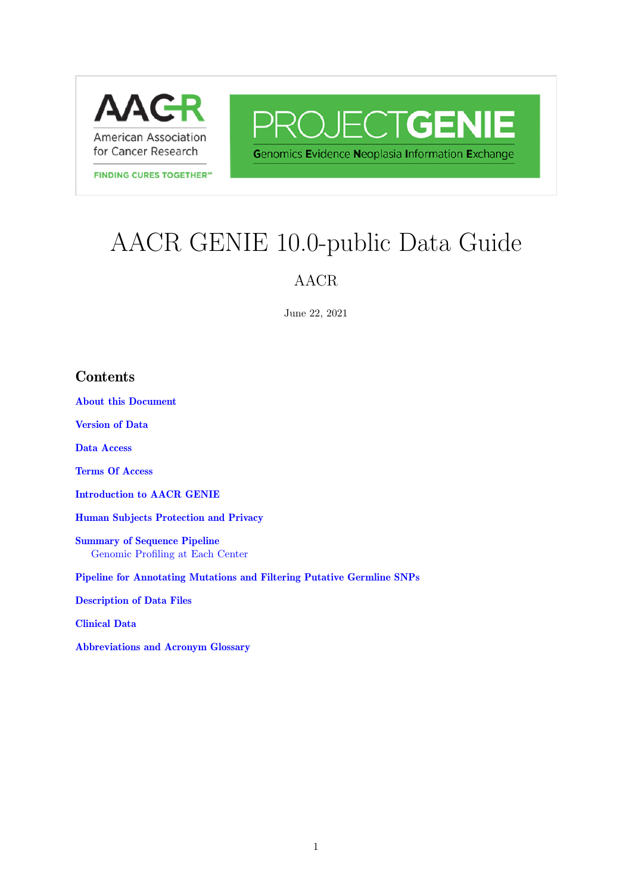# AACR GENIE 10.0-public Data Guide

AACR

June 22, 2021

## Contents

About this Document

Version of Data

Data Access

Terms Of Access

Introduction to AACR GENIE

Human Subjects Protection and Privacy

Summary of Sequence Pipeline
- Genomic Profiling at Each Center

Pipeline for Annotating Mutations and Filtering Putative Germline SNPs

Description of Data Files

Clinical Data

Abbreviations and Acronym Glossary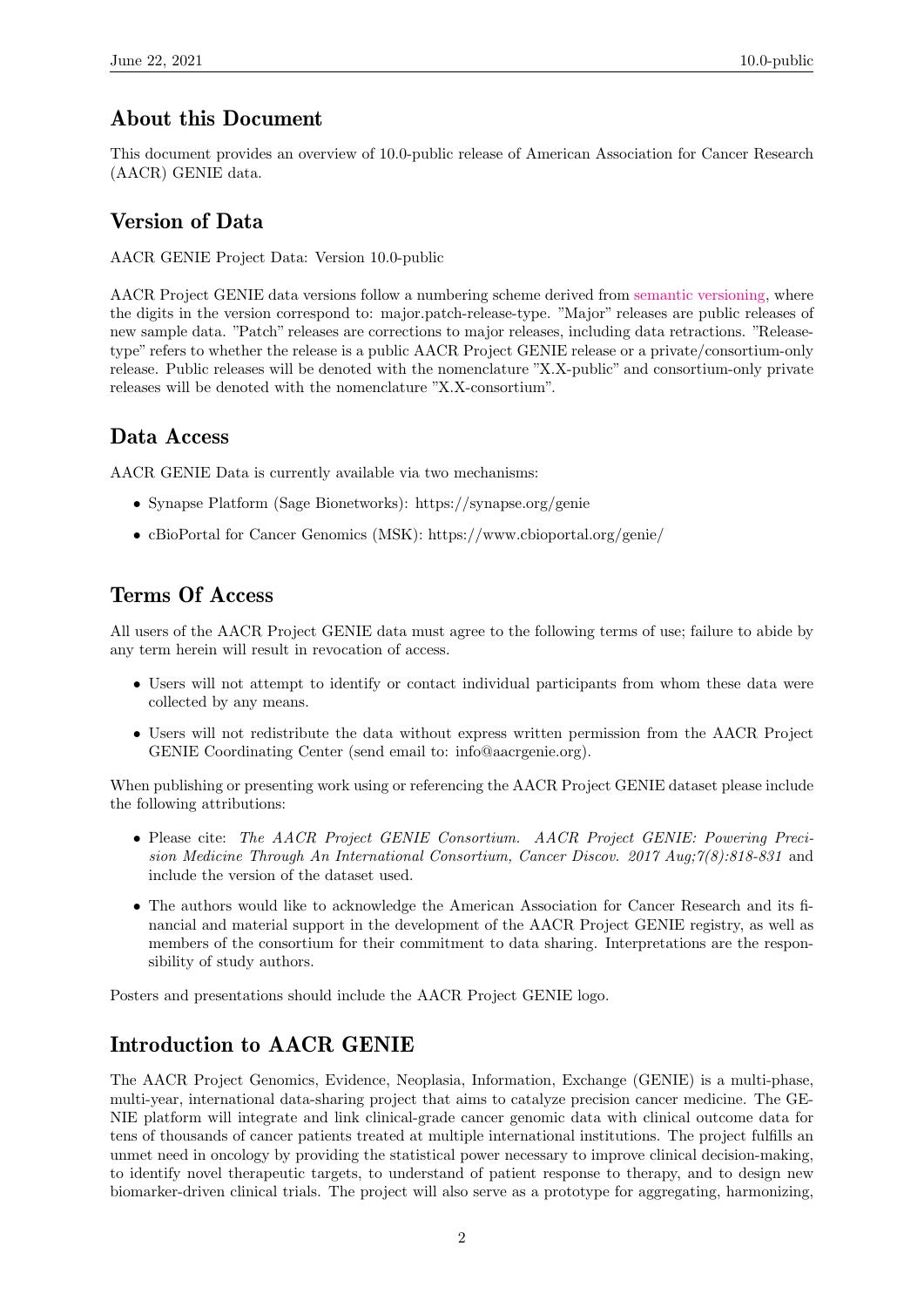## About this Document

This document provides an overview of 10.0-public release of American Association for Cancer Research (AACR) GENIE data.

## Version of Data

AACR GENIE Project Data: Version 10.0-public

AACR Project GENIE data versions follow a numbering scheme derived from semantic versioning, where the digits in the version correspond to: major.patch-release-type. "Major" releases are public releases of new sample data. "Patch" releases are corrections to major releases, including data retractions. "Release-type" refers to whether the release is a public AACR Project GENIE release or a private/consortium-only release. Public releases will be denoted with the nomenclature "X.X-public" and consortium-only private releases will be denoted with the nomenclature "X.X-consortium".

## Data Access

AACR GENIE Data is currently available via two mechanisms:

- Synapse Platform (Sage Bionetworks): https://synapse.org/genie
- cBioPortal for Cancer Genomics (MSK): https://www.cbioportal.org/genie/

## Terms Of Access

All users of the AACR Project GENIE data must agree to the following terms of use; failure to abide by any term herein will result in revocation of access.

- Users will not attempt to identify or contact individual participants from whom these data were collected by any means.
- Users will not redistribute the data without express written permission from the AACR Project GENIE Coordinating Center (send email to: info@aacrgenie.org).

When publishing or presenting work using or referencing the AACR Project GENIE dataset please include the following attributions:

- Please cite: *The AACR Project GENIE Consortium. AACR Project GENIE: Powering Precision Medicine Through An International Consortium, Cancer Discov. 2017 Aug;7(8):818-831* and include the version of the dataset used.
- The authors would like to acknowledge the American Association for Cancer Research and its financial and material support in the development of the AACR Project GENIE registry, as well as members of the consortium for their commitment to data sharing. Interpretations are the responsibility of study authors.

Posters and presentations should include the AACR Project GENIE logo.

## Introduction to AACR GENIE

The AACR Project Genomics, Evidence, Neoplasia, Information, Exchange (GENIE) is a multi-phase, multi-year, international data-sharing project that aims to catalyze precision cancer medicine. The GENIE platform will integrate and link clinical-grade cancer genomic data with clinical outcome data for tens of thousands of cancer patients treated at multiple international institutions. The project fulfills an unmet need in oncology by providing the statistical power necessary to improve clinical decision-making, to identify novel therapeutic targets, to understand of patient response to therapy, and to design new biomarker-driven clinical trials. The project will also serve as a prototype for aggregating, harmonizing,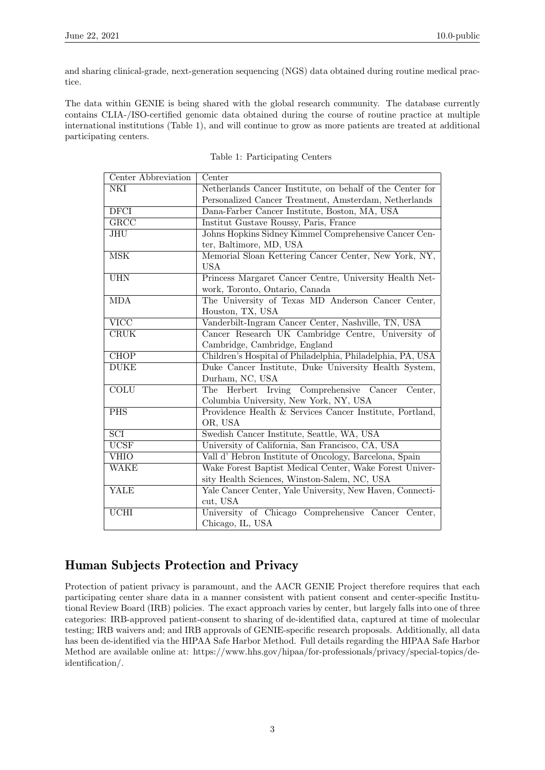and sharing clinical-grade, next-generation sequencing (NGS) data obtained during routine medical practice.

The data within GENIE is being shared with the global research community. The database currently contains CLIA-/ISO-certified genomic data obtained during the course of routine practice at multiple international institutions (Table 1), and will continue to grow as more patients are treated at additional participating centers.

Table 1: Participating Centers

| Center Abbreviation | Center |
|---|---|
| NKI | Netherlands Cancer Institute, on behalf of the Center for Personalized Cancer Treatment, Amsterdam, Netherlands |
| DFCI | Dana-Farber Cancer Institute, Boston, MA, USA |
| GRCC | Institut Gustave Roussy, Paris, France |
| JHU | Johns Hopkins Sidney Kimmel Comprehensive Cancer Center, Baltimore, MD, USA |
| MSK | Memorial Sloan Kettering Cancer Center, New York, NY, USA |
| UHN | Princess Margaret Cancer Centre, University Health Network, Toronto, Ontario, Canada |
| MDA | The University of Texas MD Anderson Cancer Center, Houston, TX, USA |
| VICC | Vanderbilt-Ingram Cancer Center, Nashville, TN, USA |
| CRUK | Cancer Research UK Cambridge Centre, University of Cambridge, Cambridge, England |
| CHOP | Children's Hospital of Philadelphia, Philadelphia, PA, USA |
| DUKE | Duke Cancer Institute, Duke University Health System, Durham, NC, USA |
| COLU | The Herbert Irving Comprehensive Cancer Center, Columbia University, New York, NY, USA |
| PHS | Providence Health & Services Cancer Institute, Portland, OR, USA |
| SCI | Swedish Cancer Institute, Seattle, WA, USA |
| UCSF | University of California, San Francisco, CA, USA |
| VHIO | Vall d' Hebron Institute of Oncology, Barcelona, Spain |
| WAKE | Wake Forest Baptist Medical Center, Wake Forest University Health Sciences, Winston-Salem, NC, USA |
| YALE | Yale Cancer Center, Yale University, New Haven, Connecticut, USA |
| UCHI | University of Chicago Comprehensive Cancer Center, Chicago, IL, USA |

## Human Subjects Protection and Privacy

Protection of patient privacy is paramount, and the AACR GENIE Project therefore requires that each participating center share data in a manner consistent with patient consent and center-specific Institutional Review Board (IRB) policies. The exact approach varies by center, but largely falls into one of three categories: IRB-approved patient-consent to sharing of de-identified data, captured at time of molecular testing; IRB waivers and; and IRB approvals of GENIE-specific research proposals. Additionally, all data has been de-identified via the HIPAA Safe Harbor Method. Full details regarding the HIPAA Safe Harbor Method are available online at: https://www.hhs.gov/hipaa/for-professionals/privacy/special-topics/de-identification/.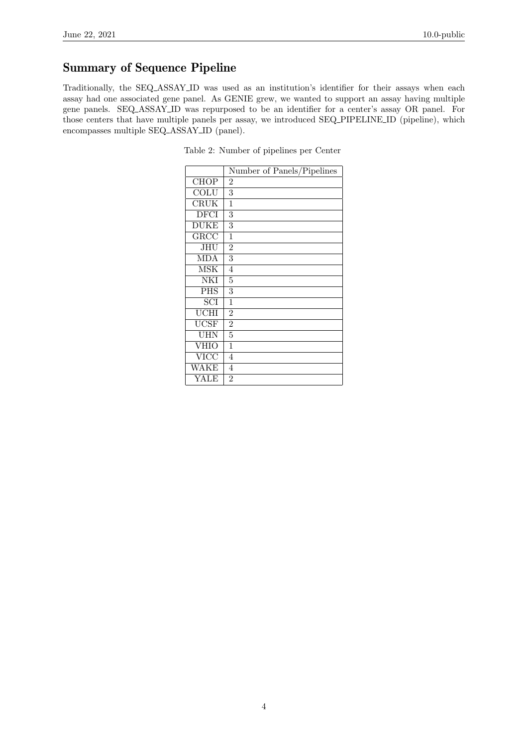## Summary of Sequence Pipeline

Traditionally, the SEQ_ASSAY_ID was used as an institution's identifier for their assays when each assay had one associated gene panel. As GENIE grew, we wanted to support an assay having multiple gene panels. SEQ_ASSAY_ID was repurposed to be an identifier for a center's assay OR panel. For those centers that have multiple panels per assay, we introduced SEQ_PIPELINE_ID (pipeline), which encompasses multiple SEQ_ASSAY_ID (panel).

Table 2: Number of pipelines per Center

| | Number of Panels/Pipelines |
|---|---|
| CHOP | 2 |
| COLU | 3 |
| CRUK | 1 |
| DFCI | 3 |
| DUKE | 3 |
| GRCC | 1 |
| JHU | 2 |
| MDA | 3 |
| MSK | 4 |
| NKI | 5 |
| PHS | 3 |
| SCI | 1 |
| UCHI | 2 |
| UCSF | 2 |
| UHN | 5 |
| VHIO | 1 |
| VICC | 4 |
| WAKE | 4 |
| YALE | 2 |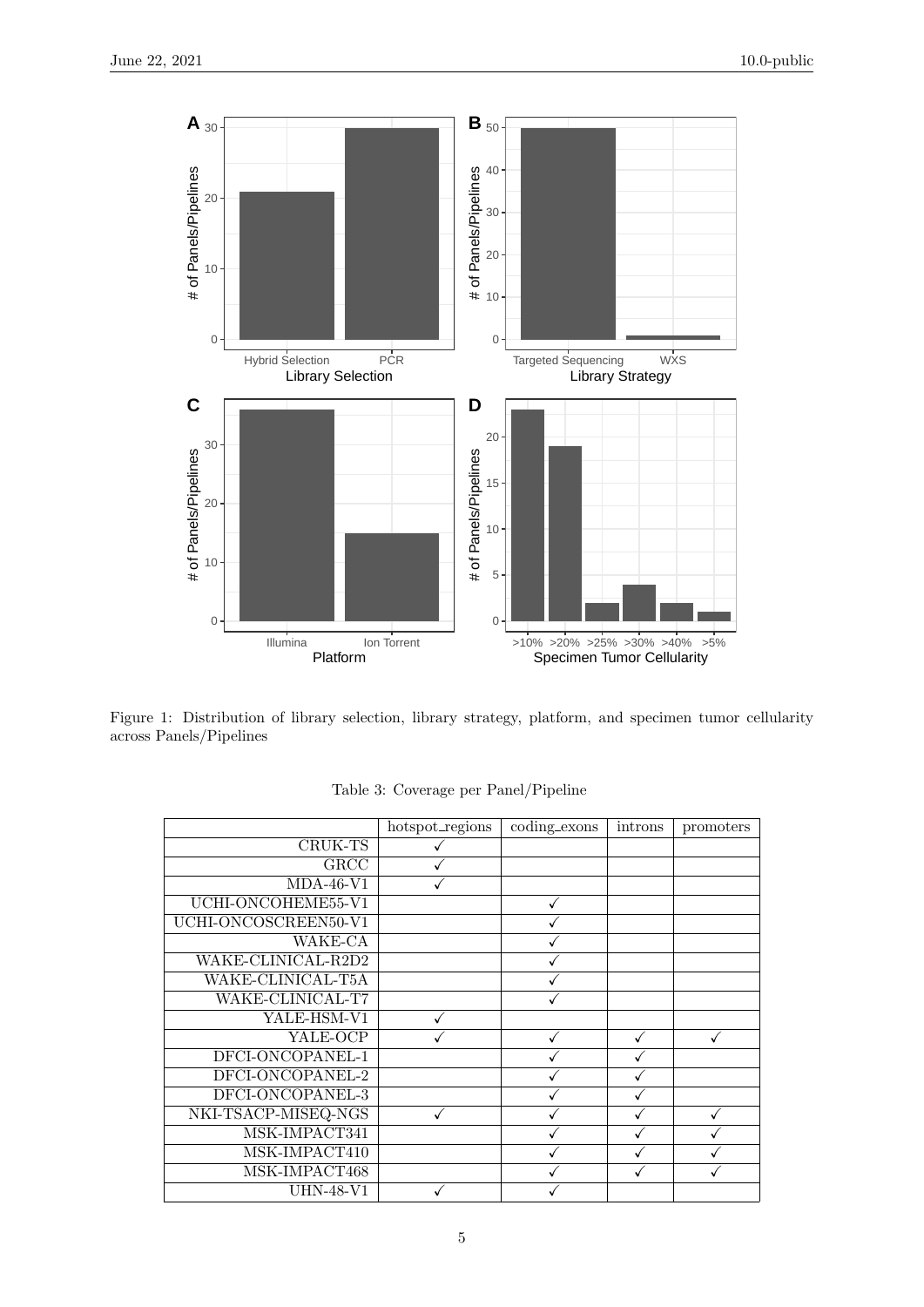Figure 1: Distribution of library selection, library strategy, platform, and specimen tumor cellularity across Panels/Pipelines

Table 3: Coverage per Panel/Pipeline

| | hotspot_regions | coding_exons | introns | promoters |
|---|---|---|---|---|
| CRUK-TS | ✓ | | | |
| GRCC | ✓ | | | |
| MDA-46-V1 | ✓ | | | |
| UCHI-ONCOHEME55-V1 | | ✓ | | |
| UCHI-ONCOSCREEN50-V1 | | ✓ | | |
| WAKE-CA | | ✓ | | |
| WAKE-CLINICAL-R2D2 | | ✓ | | |
| WAKE-CLINICAL-T5A | | ✓ | | |
| WAKE-CLINICAL-T7 | | ✓ | | |
| YALE-HSM-V1 | ✓ | | | |
| YALE-OCP | ✓ | ✓ | ✓ | ✓ |
| DFCI-ONCOPANEL-1 | | ✓ | ✓ | |
| DFCI-ONCOPANEL-2 | | ✓ | ✓ | |
| DFCI-ONCOPANEL-3 | | ✓ | ✓ | |
| NKI-TSACP-MISEQ-NGS | ✓ | ✓ | ✓ | ✓ |
| MSK-IMPACT341 | | ✓ | ✓ | ✓ |
| MSK-IMPACT410 | | ✓ | ✓ | ✓ |
| MSK-IMPACT468 | | ✓ | ✓ | ✓ |
| UHN-48-V1 | ✓ | ✓ | | |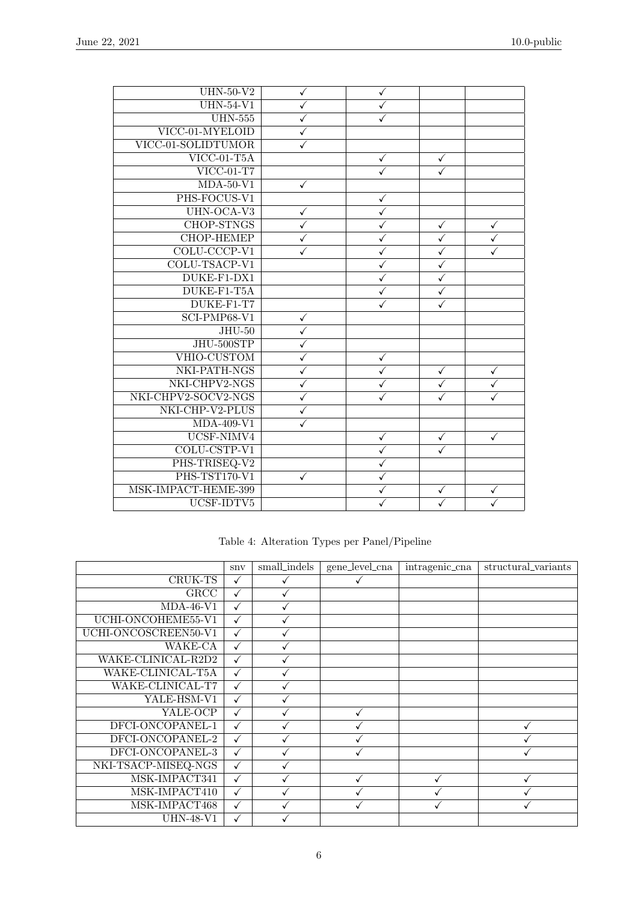| | | | | |
|---|---|---|---|---|
| UHN-50-V2 | ✓ | ✓ | | |
| UHN-54-V1 | ✓ | ✓ | | |
| UHN-555 | ✓ | ✓ | | |
| VICC-01-MYELOID | ✓ | | | |
| VICC-01-SOLIDTUMOR | ✓ | | | |
| VICC-01-T5A | | ✓ | ✓ | |
| VICC-01-T7 | | ✓ | ✓ | |
| MDA-50-V1 | ✓ | | | |
| PHS-FOCUS-V1 | | ✓ | | |
| UHN-OCA-V3 | ✓ | ✓ | | |
| CHOP-STNGS | ✓ | ✓ | ✓ | ✓ |
| CHOP-HEMEP | ✓ | ✓ | ✓ | ✓ |
| COLU-CCCP-V1 | ✓ | ✓ | ✓ | ✓ |
| COLU-TSACP-V1 | | ✓ | ✓ | |
| DUKE-F1-DX1 | | ✓ | ✓ | |
| DUKE-F1-T5A | | ✓ | ✓ | |
| DUKE-F1-T7 | | ✓ | ✓ | |
| SCI-PMP68-V1 | ✓ | | | |
| JHU-50 | ✓ | | | |
| JHU-500STP | ✓ | | | |
| VHIO-CUSTOM | ✓ | ✓ | | |
| NKI-PATH-NGS | ✓ | ✓ | ✓ | ✓ |
| NKI-CHPV2-NGS | ✓ | ✓ | ✓ | ✓ |
| NKI-CHPV2-SOCV2-NGS | ✓ | ✓ | ✓ | ✓ |
| NKI-CHP-V2-PLUS | ✓ | | | |
| MDA-409-V1 | ✓ | | | |
| UCSF-NIMV4 | | ✓ | ✓ | ✓ |
| COLU-CSTP-V1 | | ✓ | ✓ | |
| PHS-TRISEQ-V2 | | ✓ | | |
| PHS-TST170-V1 | ✓ | ✓ | | |
| MSK-IMPACT-HEME-399 | | ✓ | ✓ | ✓ |
| UCSF-IDTV5 | | ✓ | ✓ | ✓ |

Table 4: Alteration Types per Panel/Pipeline

| | snv | small_indels | gene_level_cna | intragenic_cna | structural_variants |
|---|---|---|---|---|---|
| CRUK-TS | ✓ | ✓ | ✓ | | |
| GRCC | ✓ | ✓ | | | |
| MDA-46-V1 | ✓ | ✓ | | | |
| UCHI-ONCOHEME55-V1 | ✓ | ✓ | | | |
| UCHI-ONCOSCREEN50-V1 | ✓ | ✓ | | | |
| WAKE-CA | ✓ | ✓ | | | |
| WAKE-CLINICAL-R2D2 | ✓ | ✓ | | | |
| WAKE-CLINICAL-T5A | ✓ | ✓ | | | |
| WAKE-CLINICAL-T7 | ✓ | ✓ | | | |
| YALE-HSM-V1 | ✓ | ✓ | | | |
| YALE-OCP | ✓ | ✓ | ✓ | | |
| DFCI-ONCOPANEL-1 | ✓ | ✓ | ✓ | | ✓ |
| DFCI-ONCOPANEL-2 | ✓ | ✓ | ✓ | | ✓ |
| DFCI-ONCOPANEL-3 | ✓ | ✓ | ✓ | | ✓ |
| NKI-TSACP-MISEQ-NGS | ✓ | ✓ | | | |
| MSK-IMPACT341 | ✓ | ✓ | ✓ | ✓ | ✓ |
| MSK-IMPACT410 | ✓ | ✓ | ✓ | ✓ | ✓ |
| MSK-IMPACT468 | ✓ | ✓ | ✓ | ✓ | ✓ |
| UHN-48-V1 | ✓ | ✓ | | | |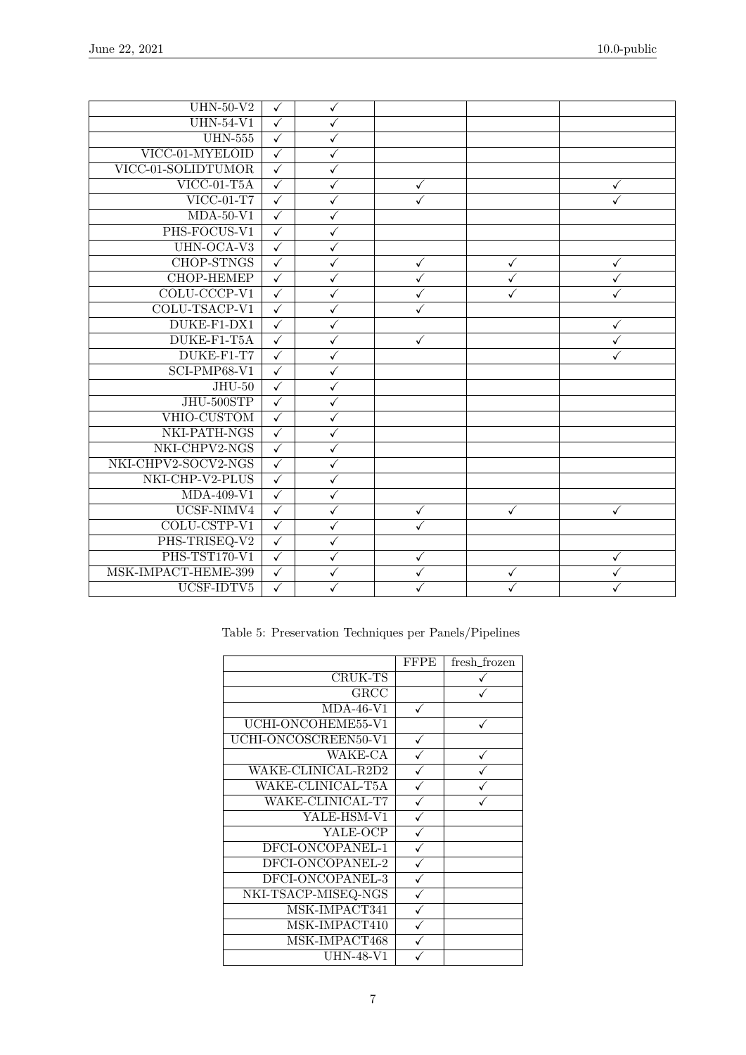| | | | | | |
|---|---|---|---|---|---|
| UHN-50-V2 | ✓ | ✓ | | | |
| UHN-54-V1 | ✓ | ✓ | | | |
| UHN-555 | ✓ | ✓ | | | |
| VICC-01-MYELOID | ✓ | ✓ | | | |
| VICC-01-SOLIDTUMOR | ✓ | ✓ | | | |
| VICC-01-T5A | ✓ | ✓ | ✓ | | ✓ |
| VICC-01-T7 | ✓ | ✓ | ✓ | | ✓ |
| MDA-50-V1 | ✓ | ✓ | | | |
| PHS-FOCUS-V1 | ✓ | ✓ | | | |
| UHN-OCA-V3 | ✓ | ✓ | | | |
| CHOP-STNGS | ✓ | ✓ | ✓ | ✓ | ✓ |
| CHOP-HEMEP | ✓ | ✓ | ✓ | ✓ | ✓ |
| COLU-CCCP-V1 | ✓ | ✓ | ✓ | ✓ | ✓ |
| COLU-TSACP-V1 | ✓ | ✓ | ✓ | | |
| DUKE-F1-DX1 | ✓ | ✓ | | | ✓ |
| DUKE-F1-T5A | ✓ | ✓ | ✓ | | ✓ |
| DUKE-F1-T7 | ✓ | ✓ | | | ✓ |
| SCI-PMP68-V1 | ✓ | ✓ | | | |
| JHU-50 | ✓ | ✓ | | | |
| JHU-500STP | ✓ | ✓ | | | |
| VHIO-CUSTOM | ✓ | ✓ | | | |
| NKI-PATH-NGS | ✓ | ✓ | | | |
| NKI-CHPV2-NGS | ✓ | ✓ | | | |
| NKI-CHPV2-SOCV2-NGS | ✓ | ✓ | | | |
| NKI-CHP-V2-PLUS | ✓ | ✓ | | | |
| MDA-409-V1 | ✓ | ✓ | | | |
| UCSF-NIMV4 | ✓ | ✓ | ✓ | ✓ | ✓ |
| COLU-CSTP-V1 | ✓ | ✓ | ✓ | | |
| PHS-TRISEQ-V2 | ✓ | ✓ | | | |
| PHS-TST170-V1 | ✓ | ✓ | ✓ | | ✓ |
| MSK-IMPACT-HEME-399 | ✓ | ✓ | ✓ | ✓ | ✓ |
| UCSF-IDTV5 | ✓ | ✓ | ✓ | ✓ | ✓ |

Table 5: Preservation Techniques per Panels/Pipelines

| | FFPE | fresh_frozen |
|---|---|---|
| CRUK-TS | | ✓ |
| GRCC | | ✓ |
| MDA-46-V1 | ✓ | |
| UCHI-ONCOHEME55-V1 | | ✓ |
| UCHI-ONCOSCREEN50-V1 | ✓ | |
| WAKE-CA | ✓ | ✓ |
| WAKE-CLINICAL-R2D2 | ✓ | ✓ |
| WAKE-CLINICAL-T5A | ✓ | ✓ |
| WAKE-CLINICAL-T7 | ✓ | ✓ |
| YALE-HSM-V1 | ✓ | |
| YALE-OCP | ✓ | |
| DFCI-ONCOPANEL-1 | ✓ | |
| DFCI-ONCOPANEL-2 | ✓ | |
| DFCI-ONCOPANEL-3 | ✓ | |
| NKI-TSACP-MISEQ-NGS | ✓ | |
| MSK-IMPACT341 | ✓ | |
| MSK-IMPACT410 | ✓ | |
| MSK-IMPACT468 | ✓ | |
| UHN-48-V1 | ✓ | |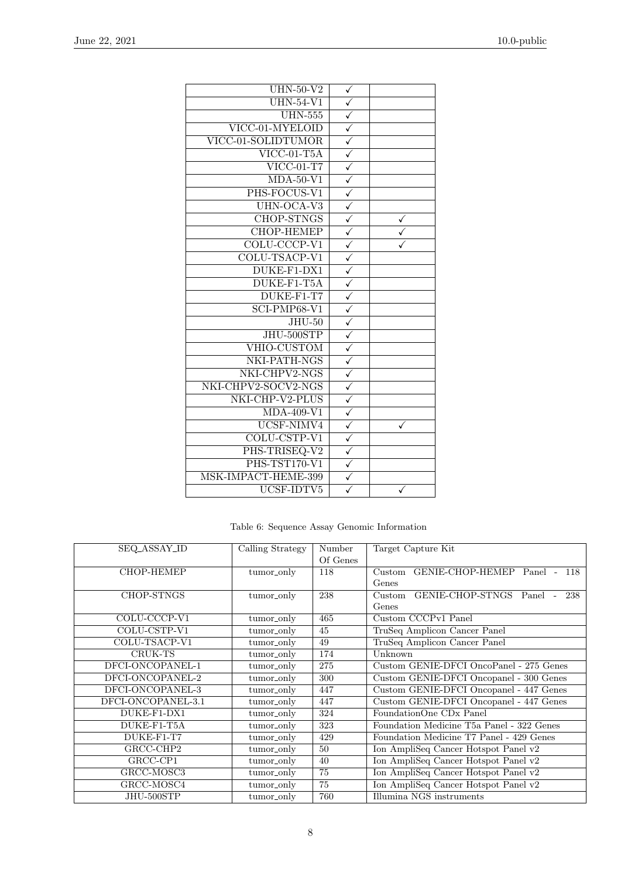| | | |
|---|---|---|
| UHN-50-V2 | ✓ | |
| UHN-54-V1 | ✓ | |
| UHN-555 | ✓ | |
| VICC-01-MYELOID | ✓ | |
| VICC-01-SOLIDTUMOR | ✓ | |
| VICC-01-T5A | ✓ | |
| VICC-01-T7 | ✓ | |
| MDA-50-V1 | ✓ | |
| PHS-FOCUS-V1 | ✓ | |
| UHN-OCA-V3 | ✓ | |
| CHOP-STNGS | ✓ | ✓ |
| CHOP-HEMEP | ✓ | ✓ |
| COLU-CCCP-V1 | ✓ | ✓ |
| COLU-TSACP-V1 | ✓ | |
| DUKE-F1-DX1 | ✓ | |
| DUKE-F1-T5A | ✓ | |
| DUKE-F1-T7 | ✓ | |
| SCI-PMP68-V1 | ✓ | |
| JHU-50 | ✓ | |
| JHU-500STP | ✓ | |
| VHIO-CUSTOM | ✓ | |
| NKI-PATH-NGS | ✓ | |
| NKI-CHPV2-NGS | ✓ | |
| NKI-CHPV2-SOCV2-NGS | ✓ | |
| NKI-CHP-V2-PLUS | ✓ | |
| MDA-409-V1 | ✓ | |
| UCSF-NIMV4 | ✓ | ✓ |
| COLU-CSTP-V1 | ✓ | |
| PHS-TRISEQ-V2 | ✓ | |
| PHS-TST170-V1 | ✓ | |
| MSK-IMPACT-HEME-399 | ✓ | |
| UCSF-IDTV5 | ✓ | ✓ |

Table 6: Sequence Assay Genomic Information

| SEQ_ASSAY_ID | Calling Strategy | Number Of Genes | Target Capture Kit |
|---|---|---|---|
| CHOP-HEMEP | tumor_only | 118 | Custom GENIE-CHOP-HEMEP Panel - 118 Genes |
| CHOP-STNGS | tumor_only | 238 | Custom GENIE-CHOP-STNGS Panel - 238 Genes |
| COLU-CCCP-V1 | tumor_only | 465 | Custom CCCPv1 Panel |
| COLU-CSTP-V1 | tumor_only | 45 | TruSeq Amplicon Cancer Panel |
| COLU-TSACP-V1 | tumor_only | 49 | TruSeq Amplicon Cancer Panel |
| CRUK-TS | tumor_only | 174 | Unknown |
| DFCI-ONCOPANEL-1 | tumor_only | 275 | Custom GENIE-DFCI OncoPanel - 275 Genes |
| DFCI-ONCOPANEL-2 | tumor_only | 300 | Custom GENIE-DFCI Oncopanel - 300 Genes |
| DFCI-ONCOPANEL-3 | tumor_only | 447 | Custom GENIE-DFCI Oncopanel - 447 Genes |
| DFCI-ONCOPANEL-3.1 | tumor_only | 447 | Custom GENIE-DFCI Oncopanel - 447 Genes |
| DUKE-F1-DX1 | tumor_only | 324 | FoundationOne CDx Panel |
| DUKE-F1-T5A | tumor_only | 323 | Foundation Medicine T5a Panel - 322 Genes |
| DUKE-F1-T7 | tumor_only | 429 | Foundation Medicine T7 Panel - 429 Genes |
| GRCC-CHP2 | tumor_only | 50 | Ion AmpliSeq Cancer Hotspot Panel v2 |
| GRCC-CP1 | tumor_only | 40 | Ion AmpliSeq Cancer Hotspot Panel v2 |
| GRCC-MOSC3 | tumor_only | 75 | Ion AmpliSeq Cancer Hotspot Panel v2 |
| GRCC-MOSC4 | tumor_only | 75 | Ion AmpliSeq Cancer Hotspot Panel v2 |
| JHU-500STP | tumor_only | 760 | Illumina NGS instruments |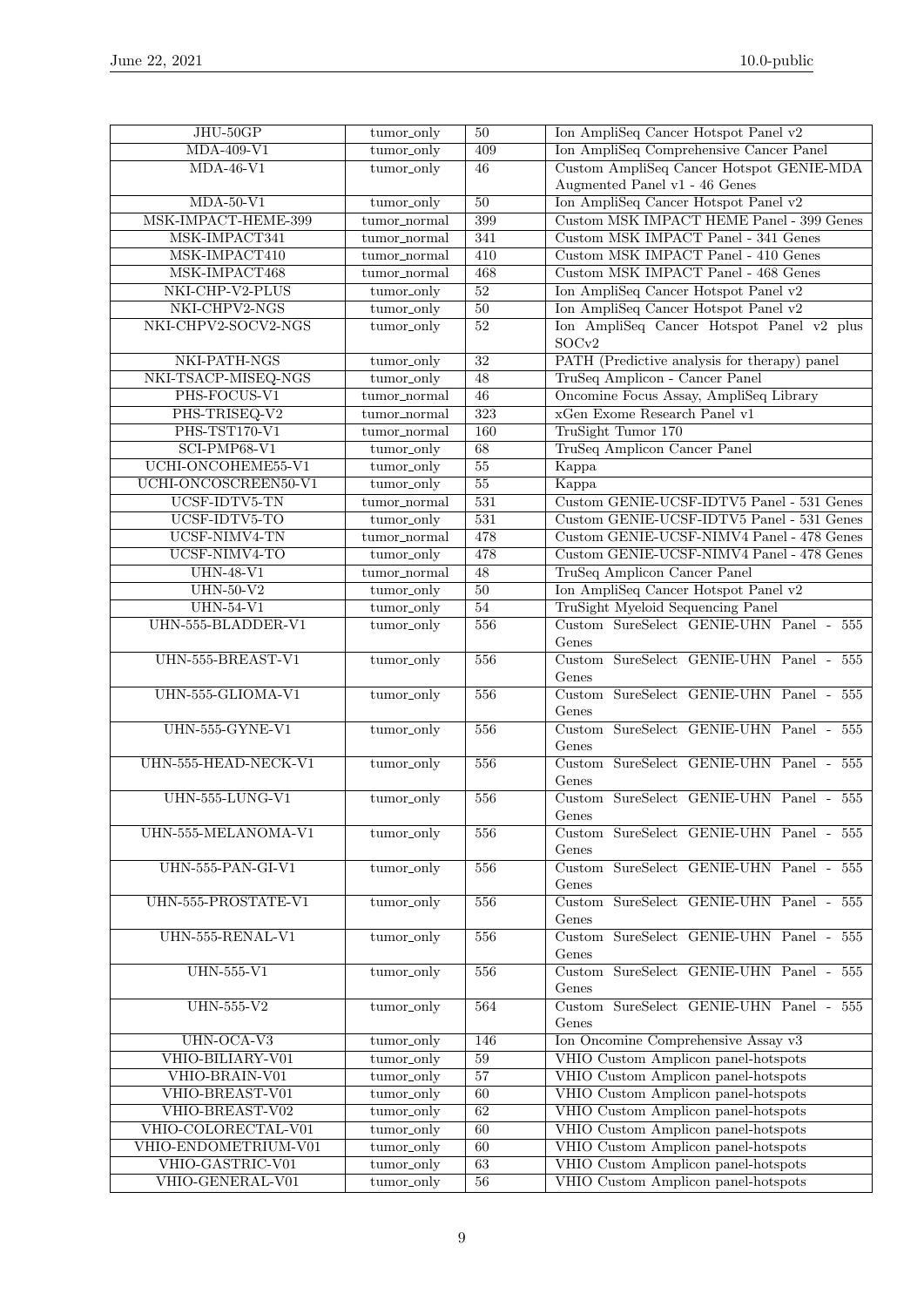| JHU-50GP | tumor_only | 50 | Ion AmpliSeq Cancer Hotspot Panel v2 |
|---|---|---|---|
| MDA-409-V1 | tumor_only | 409 | Ion AmpliSeq Comprehensive Cancer Panel |
| MDA-46-V1 | tumor_only | 46 | Custom AmpliSeq Cancer Hotspot GENIE-MDA Augmented Panel v1 - 46 Genes |
| MDA-50-V1 | tumor_only | 50 | Ion AmpliSeq Cancer Hotspot Panel v2 |
| MSK-IMPACT-HEME-399 | tumor_normal | 399 | Custom MSK IMPACT HEME Panel - 399 Genes |
| MSK-IMPACT341 | tumor_normal | 341 | Custom MSK IMPACT Panel - 341 Genes |
| MSK-IMPACT410 | tumor_normal | 410 | Custom MSK IMPACT Panel - 410 Genes |
| MSK-IMPACT468 | tumor_normal | 468 | Custom MSK IMPACT Panel - 468 Genes |
| NKI-CHP-V2-PLUS | tumor_only | 52 | Ion AmpliSeq Cancer Hotspot Panel v2 |
| NKI-CHPV2-NGS | tumor_only | 50 | Ion AmpliSeq Cancer Hotspot Panel v2 |
| NKI-CHPV2-SOCV2-NGS | tumor_only | 52 | Ion AmpliSeq Cancer Hotspot Panel v2 plus SOCv2 |
| NKI-PATH-NGS | tumor_only | 32 | PATH (Predictive analysis for therapy) panel |
| NKI-TSACP-MISEQ-NGS | tumor_only | 48 | TruSeq Amplicon - Cancer Panel |
| PHS-FOCUS-V1 | tumor_normal | 46 | Oncomine Focus Assay, AmpliSeq Library |
| PHS-TRISEQ-V2 | tumor_normal | 323 | xGen Exome Research Panel v1 |
| PHS-TST170-V1 | tumor_normal | 160 | TruSight Tumor 170 |
| SCI-PMP68-V1 | tumor_only | 68 | TruSeq Amplicon Cancer Panel |
| UCHI-ONCOHEME55-V1 | tumor_only | 55 | Kappa |
| UCHI-ONCOSCREEN50-V1 | tumor_only | 55 | Kappa |
| UCSF-IDTV5-TN | tumor_normal | 531 | Custom GENIE-UCSF-IDTV5 Panel - 531 Genes |
| UCSF-IDTV5-TO | tumor_only | 531 | Custom GENIE-UCSF-IDTV5 Panel - 531 Genes |
| UCSF-NIMV4-TN | tumor_normal | 478 | Custom GENIE-UCSF-NIMV4 Panel - 478 Genes |
| UCSF-NIMV4-TO | tumor_only | 478 | Custom GENIE-UCSF-NIMV4 Panel - 478 Genes |
| UHN-48-V1 | tumor_normal | 48 | TruSeq Amplicon Cancer Panel |
| UHN-50-V2 | tumor_only | 50 | Ion AmpliSeq Cancer Hotspot Panel v2 |
| UHN-54-V1 | tumor_only | 54 | TruSight Myeloid Sequencing Panel |
| UHN-555-BLADDER-V1 | tumor_only | 556 | Custom SureSelect GENIE-UHN Panel - 555 Genes |
| UHN-555-BREAST-V1 | tumor_only | 556 | Custom SureSelect GENIE-UHN Panel - 555 Genes |
| UHN-555-GLIOMA-V1 | tumor_only | 556 | Custom SureSelect GENIE-UHN Panel - 555 Genes |
| UHN-555-GYNE-V1 | tumor_only | 556 | Custom SureSelect GENIE-UHN Panel - 555 Genes |
| UHN-555-HEAD-NECK-V1 | tumor_only | 556 | Custom SureSelect GENIE-UHN Panel - 555 Genes |
| UHN-555-LUNG-V1 | tumor_only | 556 | Custom SureSelect GENIE-UHN Panel - 555 Genes |
| UHN-555-MELANOMA-V1 | tumor_only | 556 | Custom SureSelect GENIE-UHN Panel - 555 Genes |
| UHN-555-PAN-GI-V1 | tumor_only | 556 | Custom SureSelect GENIE-UHN Panel - 555 Genes |
| UHN-555-PROSTATE-V1 | tumor_only | 556 | Custom SureSelect GENIE-UHN Panel - 555 Genes |
| UHN-555-RENAL-V1 | tumor_only | 556 | Custom SureSelect GENIE-UHN Panel - 555 Genes |
| UHN-555-V1 | tumor_only | 556 | Custom SureSelect GENIE-UHN Panel - 555 Genes |
| UHN-555-V2 | tumor_only | 564 | Custom SureSelect GENIE-UHN Panel - 555 Genes |
| UHN-OCA-V3 | tumor_only | 146 | Ion Oncomine Comprehensive Assay v3 |
| VHIO-BILIARY-V01 | tumor_only | 59 | VHIO Custom Amplicon panel-hotspots |
| VHIO-BRAIN-V01 | tumor_only | 57 | VHIO Custom Amplicon panel-hotspots |
| VHIO-BREAST-V01 | tumor_only | 60 | VHIO Custom Amplicon panel-hotspots |
| VHIO-BREAST-V02 | tumor_only | 62 | VHIO Custom Amplicon panel-hotspots |
| VHIO-COLORECTAL-V01 | tumor_only | 60 | VHIO Custom Amplicon panel-hotspots |
| VHIO-ENDOMETRIUM-V01 | tumor_only | 60 | VHIO Custom Amplicon panel-hotspots |
| VHIO-GASTRIC-V01 | tumor_only | 63 | VHIO Custom Amplicon panel-hotspots |
| VHIO-GENERAL-V01 | tumor_only | 56 | VHIO Custom Amplicon panel-hotspots |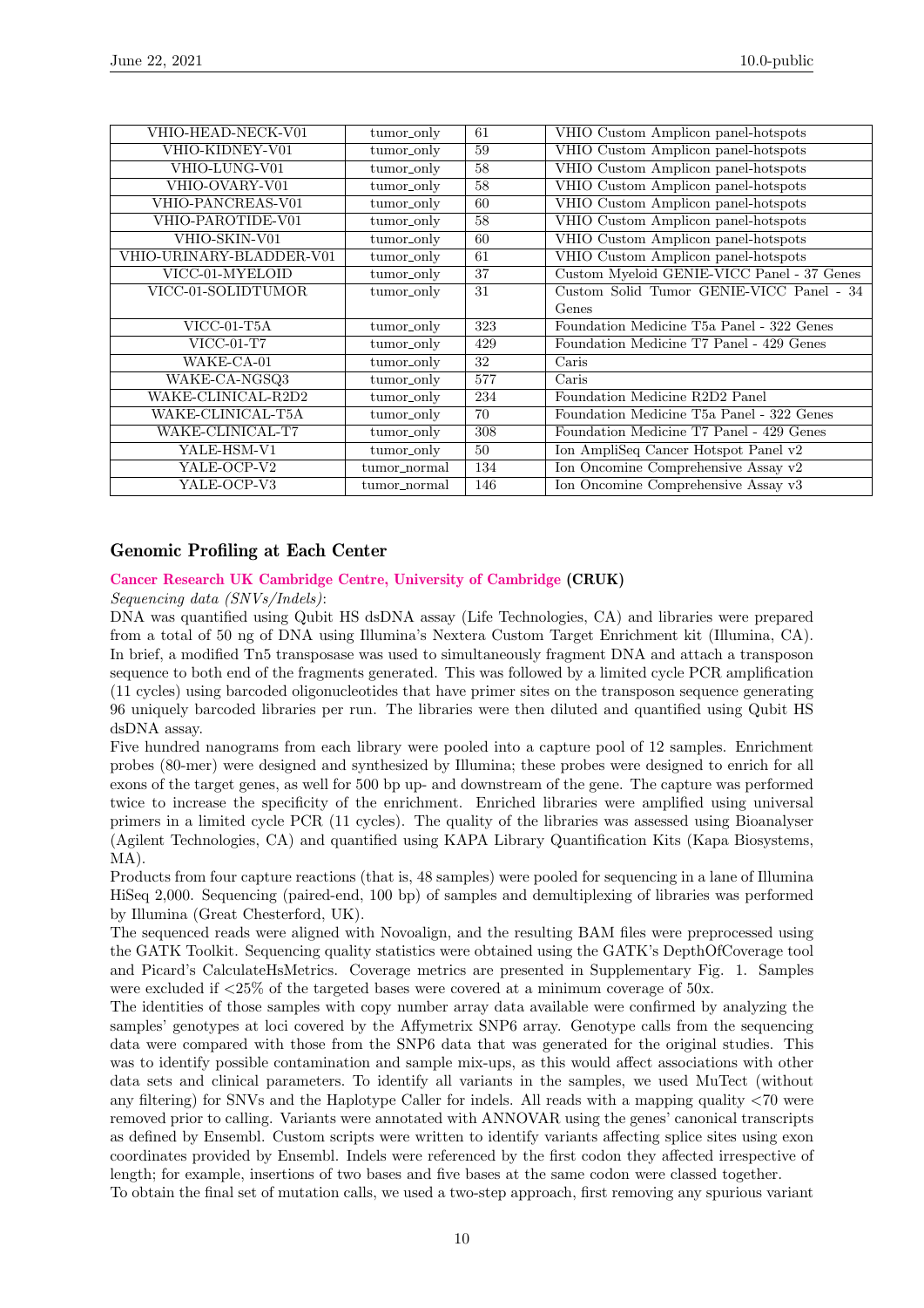| VHIO-HEAD-NECK-V01 | tumor_only | 61 | VHIO Custom Amplicon panel-hotspots |
|---|---|---|---|
| VHIO-KIDNEY-V01 | tumor_only | 59 | VHIO Custom Amplicon panel-hotspots |
| VHIO-LUNG-V01 | tumor_only | 58 | VHIO Custom Amplicon panel-hotspots |
| VHIO-OVARY-V01 | tumor_only | 58 | VHIO Custom Amplicon panel-hotspots |
| VHIO-PANCREAS-V01 | tumor_only | 60 | VHIO Custom Amplicon panel-hotspots |
| VHIO-PAROTIDE-V01 | tumor_only | 58 | VHIO Custom Amplicon panel-hotspots |
| VHIO-SKIN-V01 | tumor_only | 60 | VHIO Custom Amplicon panel-hotspots |
| VHIO-URINARY-BLADDER-V01 | tumor_only | 61 | VHIO Custom Amplicon panel-hotspots |
| VICC-01-MYELOID | tumor_only | 37 | Custom Myeloid GENIE-VICC Panel - 37 Genes |
| VICC-01-SOLIDTUMOR | tumor_only | 31 | Custom Solid Tumor GENIE-VICC Panel - 34 Genes |
| VICC-01-T5A | tumor_only | 323 | Foundation Medicine T5a Panel - 322 Genes |
| VICC-01-T7 | tumor_only | 429 | Foundation Medicine T7 Panel - 429 Genes |
| WAKE-CA-01 | tumor_only | 32 | Caris |
| WAKE-CA-NGSQ3 | tumor_only | 577 | Caris |
| WAKE-CLINICAL-R2D2 | tumor_only | 234 | Foundation Medicine R2D2 Panel |
| WAKE-CLINICAL-T5A | tumor_only | 70 | Foundation Medicine T5a Panel - 322 Genes |
| WAKE-CLINICAL-T7 | tumor_only | 308 | Foundation Medicine T7 Panel - 429 Genes |
| YALE-HSM-V1 | tumor_only | 50 | Ion AmpliSeq Cancer Hotspot Panel v2 |
| YALE-OCP-V2 | tumor_normal | 134 | Ion Oncomine Comprehensive Assay v2 |
| YALE-OCP-V3 | tumor_normal | 146 | Ion Oncomine Comprehensive Assay v3 |

## Genomic Profiling at Each Center

### Cancer Research UK Cambridge Centre, University of Cambridge (CRUK)

*Sequencing data (SNVs/Indels)*:

DNA was quantified using Qubit HS dsDNA assay (Life Technologies, CA) and libraries were prepared from a total of 50 ng of DNA using Illumina's Nextera Custom Target Enrichment kit (Illumina, CA). In brief, a modified Tn5 transposase was used to simultaneously fragment DNA and attach a transposon sequence to both end of the fragments generated. This was followed by a limited cycle PCR amplification (11 cycles) using barcoded oligonucleotides that have primer sites on the transposon sequence generating 96 uniquely barcoded libraries per run. The libraries were then diluted and quantified using Qubit HS dsDNA assay.

Five hundred nanograms from each library were pooled into a capture pool of 12 samples. Enrichment probes (80-mer) were designed and synthesized by Illumina; these probes were designed to enrich for all exons of the target genes, as well for 500 bp up- and downstream of the gene. The capture was performed twice to increase the specificity of the enrichment. Enriched libraries were amplified using universal primers in a limited cycle PCR (11 cycles). The quality of the libraries was assessed using Bioanalyser (Agilent Technologies, CA) and quantified using KAPA Library Quantification Kits (Kapa Biosystems, MA).

Products from four capture reactions (that is, 48 samples) were pooled for sequencing in a lane of Illumina HiSeq 2,000. Sequencing (paired-end, 100 bp) of samples and demultiplexing of libraries was performed by Illumina (Great Chesterford, UK).

The sequenced reads were aligned with Novoalign, and the resulting BAM files were preprocessed using the GATK Toolkit. Sequencing quality statistics were obtained using the GATK's DepthOfCoverage tool and Picard's CalculateHsMetrics. Coverage metrics are presented in Supplementary Fig. 1. Samples were excluded if <25% of the targeted bases were covered at a minimum coverage of 50x.

The identities of those samples with copy number array data available were confirmed by analyzing the samples' genotypes at loci covered by the Affymetrix SNP6 array. Genotype calls from the sequencing data were compared with those from the SNP6 data that was generated for the original studies. This was to identify possible contamination and sample mix-ups, as this would affect associations with other data sets and clinical parameters. To identify all variants in the samples, we used MuTect (without any filtering) for SNVs and the Haplotype Caller for indels. All reads with a mapping quality <70 were removed prior to calling. Variants were annotated with ANNOVAR using the genes' canonical transcripts as defined by Ensembl. Custom scripts were written to identify variants affecting splice sites using exon coordinates provided by Ensembl. Indels were referenced by the first codon they affected irrespective of length; for example, insertions of two bases and five bases at the same codon were classed together.

To obtain the final set of mutation calls, we used a two-step approach, first removing any spurious variant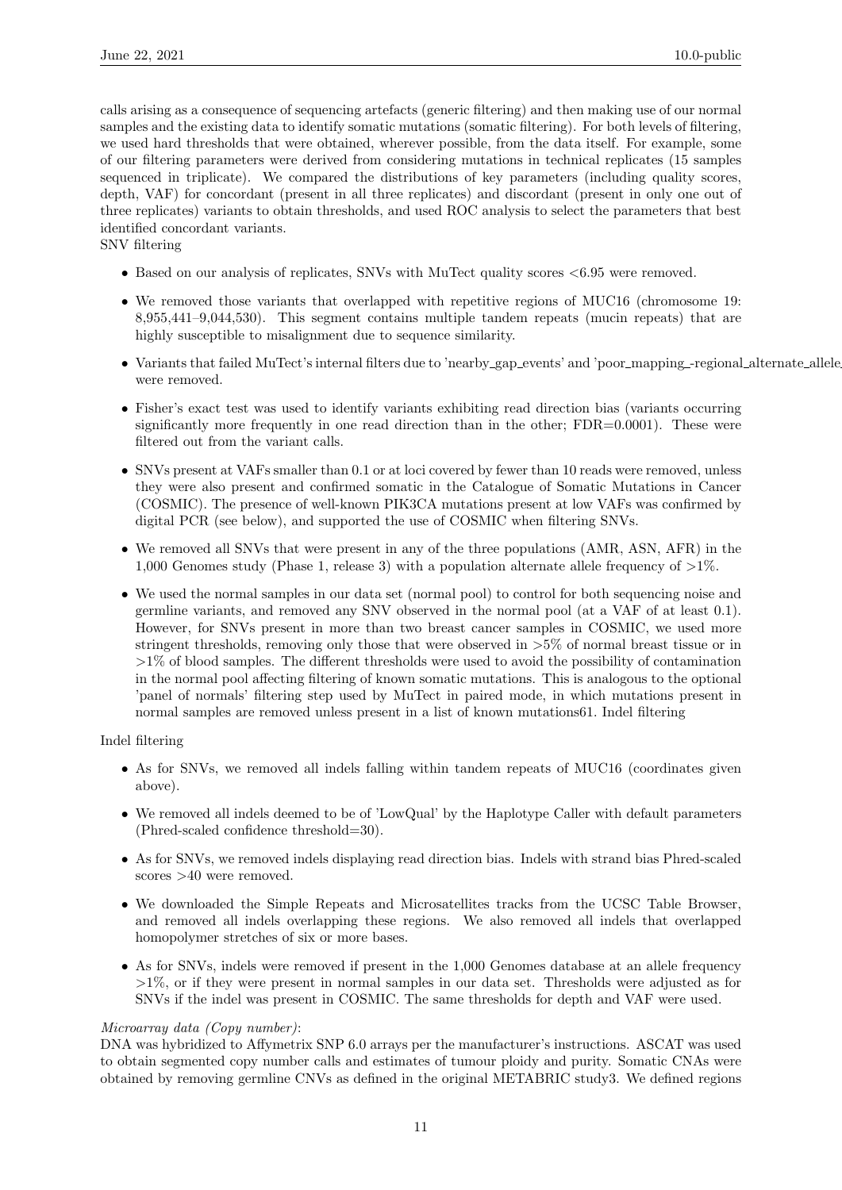calls arising as a consequence of sequencing artefacts (generic filtering) and then making use of our normal samples and the existing data to identify somatic mutations (somatic filtering). For both levels of filtering, we used hard thresholds that were obtained, wherever possible, from the data itself. For example, some of our filtering parameters were derived from considering mutations in technical replicates (15 samples sequenced in triplicate). We compared the distributions of key parameters (including quality scores, depth, VAF) for concordant (present in all three replicates) and discordant (present in only one out of three replicates) variants to obtain thresholds, and used ROC analysis to select the parameters that best identified concordant variants.
SNV filtering

- Based on our analysis of replicates, SNVs with MuTect quality scores <6.95 were removed.
- We removed those variants that overlapped with repetitive regions of MUC16 (chromosome 19: 8,955,441–9,044,530). This segment contains multiple tandem repeats (mucin repeats) that are highly susceptible to misalignment due to sequence similarity.
- Variants that failed MuTect's internal filters due to 'nearby_gap_events' and 'poor_mapping_-regional_alternate_allele were removed.
- Fisher's exact test was used to identify variants exhibiting read direction bias (variants occurring significantly more frequently in one read direction than in the other; FDR=0.0001). These were filtered out from the variant calls.
- SNVs present at VAFs smaller than 0.1 or at loci covered by fewer than 10 reads were removed, unless they were also present and confirmed somatic in the Catalogue of Somatic Mutations in Cancer (COSMIC). The presence of well-known PIK3CA mutations present at low VAFs was confirmed by digital PCR (see below), and supported the use of COSMIC when filtering SNVs.
- We removed all SNVs that were present in any of the three populations (AMR, ASN, AFR) in the 1,000 Genomes study (Phase 1, release 3) with a population alternate allele frequency of >1%.
- We used the normal samples in our data set (normal pool) to control for both sequencing noise and germline variants, and removed any SNV observed in the normal pool (at a VAF of at least 0.1). However, for SNVs present in more than two breast cancer samples in COSMIC, we used more stringent thresholds, removing only those that were observed in >5% of normal breast tissue or in >1% of blood samples. The different thresholds were used to avoid the possibility of contamination in the normal pool affecting filtering of known somatic mutations. This is analogous to the optional 'panel of normals' filtering step used by MuTect in paired mode, in which mutations present in normal samples are removed unless present in a list of known mutations61. Indel filtering

Indel filtering

- As for SNVs, we removed all indels falling within tandem repeats of MUC16 (coordinates given above).
- We removed all indels deemed to be of 'LowQual' by the Haplotype Caller with default parameters (Phred-scaled confidence threshold=30).
- As for SNVs, we removed indels displaying read direction bias. Indels with strand bias Phred-scaled scores >40 were removed.
- We downloaded the Simple Repeats and Microsatellites tracks from the UCSC Table Browser, and removed all indels overlapping these regions. We also removed all indels that overlapped homopolymer stretches of six or more bases.
- As for SNVs, indels were removed if present in the 1,000 Genomes database at an allele frequency >1%, or if they were present in normal samples in our data set. Thresholds were adjusted as for SNVs if the indel was present in COSMIC. The same thresholds for depth and VAF were used.

*Microarray data (Copy number)*:
DNA was hybridized to Affymetrix SNP 6.0 arrays per the manufacturer's instructions. ASCAT was used to obtain segmented copy number calls and estimates of tumour ploidy and purity. Somatic CNAs were obtained by removing germline CNVs as defined in the original METABRIC study3. We defined regions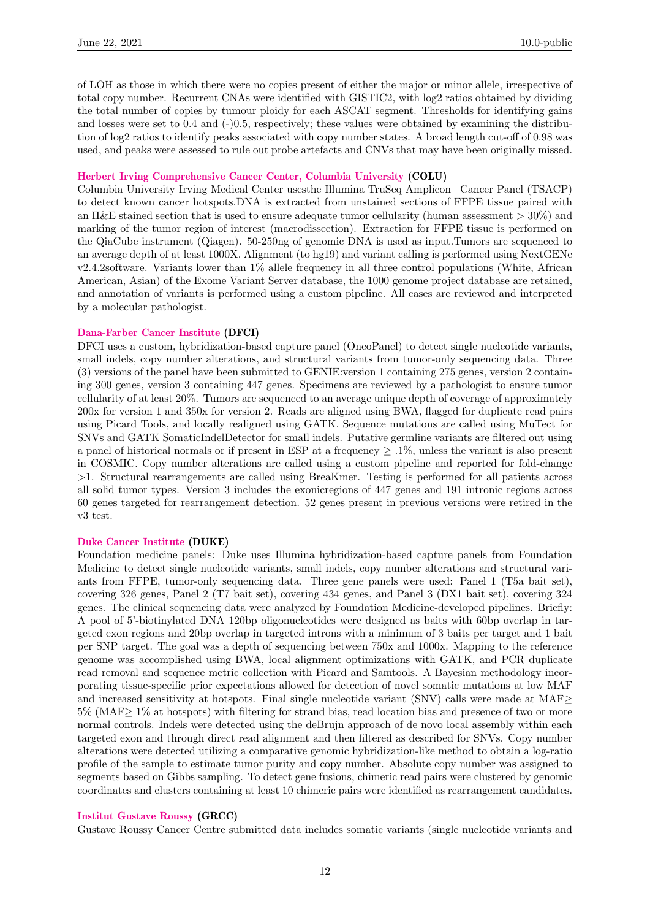of LOH as those in which there were no copies present of either the major or minor allele, irrespective of total copy number. Recurrent CNAs were identified with GISTIC2, with log2 ratios obtained by dividing the total number of copies by tumour ploidy for each ASCAT segment. Thresholds for identifying gains and losses were set to 0.4 and (-)0.5, respectively; these values were obtained by examining the distribution of log2 ratios to identify peaks associated with copy number states. A broad length cut-off of 0.98 was used, and peaks were assessed to rule out probe artefacts and CNVs that may have been originally missed.

### Herbert Irving Comprehensive Cancer Center, Columbia University (COLU)

Columbia University Irving Medical Center usesthe Illumina TruSeq Amplicon –Cancer Panel (TSACP) to detect known cancer hotspots.DNA is extracted from unstained sections of FFPE tissue paired with an H&E stained section that is used to ensure adequate tumor cellularity (human assessment $> 30\%$) and marking of the tumor region of interest (macrodissection). Extraction for FFPE tissue is performed on the QiaCube instrument (Qiagen). 50-250ng of genomic DNA is used as input.Tumors are sequenced to an average depth of at least 1000X. Alignment (to hg19) and variant calling is performed using NextGENe v2.4.2software. Variants lower than 1% allele frequency in all three control populations (White, African American, Asian) of the Exome Variant Server database, the 1000 genome project database are retained, and annotation of variants is performed using a custom pipeline. All cases are reviewed and interpreted by a molecular pathologist.

### Dana-Farber Cancer Institute (DFCI)

DFCI uses a custom, hybridization-based capture panel (OncoPanel) to detect single nucleotide variants, small indels, copy number alterations, and structural variants from tumor-only sequencing data. Three (3) versions of the panel have been submitted to GENIE:version 1 containing 275 genes, version 2 containing 300 genes, version 3 containing 447 genes. Specimens are reviewed by a pathologist to ensure tumor cellularity of at least 20%. Tumors are sequenced to an average unique depth of coverage of approximately 200x for version 1 and 350x for version 2. Reads are aligned using BWA, flagged for duplicate read pairs using Picard Tools, and locally realigned using GATK. Sequence mutations are called using MuTect for SNVs and GATK SomaticIndelDetector for small indels. Putative germline variants are filtered out using a panel of historical normals or if present in ESP at a frequency $\geq .1\%$, unless the variant is also present in COSMIC. Copy number alterations are called using a custom pipeline and reported for fold-change $>1$. Structural rearrangements are called using BreaKmer. Testing is performed for all patients across all solid tumor types. Version 3 includes the exonicregions of 447 genes and 191 intronic regions across 60 genes targeted for rearrangement detection. 52 genes present in previous versions were retired in the v3 test.

### Duke Cancer Institute (DUKE)

Foundation medicine panels: Duke uses Illumina hybridization-based capture panels from Foundation Medicine to detect single nucleotide variants, small indels, copy number alterations and structural variants from FFPE, tumor-only sequencing data. Three gene panels were used: Panel 1 (T5a bait set), covering 326 genes, Panel 2 (T7 bait set), covering 434 genes, and Panel 3 (DX1 bait set), covering 324 genes. The clinical sequencing data were analyzed by Foundation Medicine-developed pipelines. Briefly: A pool of 5'-biotinylated DNA 120bp oligonucleotides were designed as baits with 60bp overlap in targeted exon regions and 20bp overlap in targeted introns with a minimum of 3 baits per target and 1 bait per SNP target. The goal was a depth of sequencing between 750x and 1000x. Mapping to the reference genome was accomplished using BWA, local alignment optimizations with GATK, and PCR duplicate read removal and sequence metric collection with Picard and Samtools. A Bayesian methodology incorporating tissue-specific prior expectations allowed for detection of novel somatic mutations at low MAF and increased sensitivity at hotspots. Final single nucleotide variant (SNV) calls were made at MAF$\geq$ 5% (MAF$\geq$ 1% at hotspots) with filtering for strand bias, read location bias and presence of two or more normal controls. Indels were detected using the deBrujn approach of de novo local assembly within each targeted exon and through direct read alignment and then filtered as described for SNVs. Copy number alterations were detected utilizing a comparative genomic hybridization-like method to obtain a log-ratio profile of the sample to estimate tumor purity and copy number. Absolute copy number was assigned to segments based on Gibbs sampling. To detect gene fusions, chimeric read pairs were clustered by genomic coordinates and clusters containing at least 10 chimeric pairs were identified as rearrangement candidates.

### Institut Gustave Roussy (GRCC)

Gustave Roussy Cancer Centre submitted data includes somatic variants (single nucleotide variants and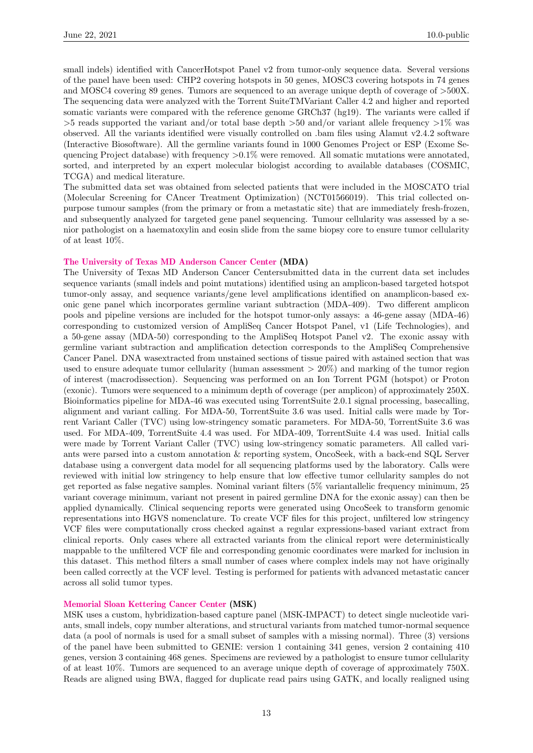small indels) identified with CancerHotspot Panel v2 from tumor-only sequence data. Several versions of the panel have been used: CHP2 covering hotspots in 50 genes, MOSC3 covering hotspots in 74 genes and MOSC4 covering 89 genes. Tumors are sequenced to an average unique depth of coverage of >500X. The sequencing data were analyzed with the Torrent SuiteTMVariant Caller 4.2 and higher and reported somatic variants were compared with the reference genome GRCh37 (hg19). The variants were called if >5 reads supported the variant and/or total base depth >50 and/or variant allele frequency >1% was observed. All the variants identified were visually controlled on .bam files using Alamut v2.4.2 software (Interactive Biosoftware). All the germline variants found in 1000 Genomes Project or ESP (Exome Sequencing Project database) with frequency >0.1% were removed. All somatic mutations were annotated, sorted, and interpreted by an expert molecular biologist according to available databases (COSMIC, TCGA) and medical literature.

The submitted data set was obtained from selected patients that were included in the MOSCATO trial (Molecular Screening for CAncer Treatment Optimization) (NCT01566019). This trial collected on-purpose tumour samples (from the primary or from a metastatic site) that are immediately fresh-frozen, and subsequently analyzed for targeted gene panel sequencing. Tumour cellularity was assessed by a senior pathologist on a haematoxylin and eosin slide from the same biopsy core to ensure tumor cellularity of at least 10%.

### The University of Texas MD Anderson Cancer Center (MDA)

The University of Texas MD Anderson Cancer Centersubmitted data in the current data set includes sequence variants (small indels and point mutations) identified using an amplicon-based targeted hotspot tumor-only assay, and sequence variants/gene level amplifications identified on anamplicon-based exonic gene panel which incorporates germline variant subtraction (MDA-409). Two different amplicon pools and pipeline versions are included for the hotspot tumor-only assays: a 46-gene assay (MDA-46) corresponding to customized version of AmpliSeq Cancer Hotspot Panel, v1 (Life Technologies), and a 50-gene assay (MDA-50) corresponding to the AmpliSeq Hotspot Panel v2. The exonic assay with germline variant subtraction and amplification detection corresponds to the AmpliSeq Comprehensive Cancer Panel. DNA wasextracted from unstained sections of tissue paired with astained section that was used to ensure adequate tumor cellularity (human assessment > 20%) and marking of the tumor region of interest (macrodissection). Sequencing was performed on an Ion Torrent PGM (hotspot) or Proton (exonic). Tumors were sequenced to a minimum depth of coverage (per amplicon) of approximately 250X. Bioinformatics pipeline for MDA-46 was executed using TorrentSuite 2.0.1 signal processing, basecalling, alignment and variant calling. For MDA-50, TorrentSuite 3.6 was used. Initial calls were made by Torrent Variant Caller (TVC) using low-stringency somatic parameters. For MDA-50, TorrentSuite 3.6 was used. For MDA-409, TorrentSuite 4.4 was used. For MDA-409, TorrentSuite 4.4 was used. Initial calls were made by Torrent Variant Caller (TVC) using low-stringency somatic parameters. All called variants were parsed into a custom annotation & reporting system, OncoSeek, with a back-end SQL Server database using a convergent data model for all sequencing platforms used by the laboratory. Calls were reviewed with initial low stringency to help ensure that low effective tumor cellularity samples do not get reported as false negative samples. Nominal variant filters (5% variantallelic frequency minimum, 25 variant coverage minimum, variant not present in paired germline DNA for the exonic assay) can then be applied dynamically. Clinical sequencing reports were generated using OncoSeek to transform genomic representations into HGVS nomenclature. To create VCF files for this project, unfiltered low stringency VCF files were computationally cross checked against a regular expressions-based variant extract from clinical reports. Only cases where all extracted variants from the clinical report were deterministically mappable to the unfiltered VCF file and corresponding genomic coordinates were marked for inclusion in this dataset. This method filters a small number of cases where complex indels may not have originally been called correctly at the VCF level. Testing is performed for patients with advanced metastatic cancer across all solid tumor types.

### Memorial Sloan Kettering Cancer Center (MSK)

MSK uses a custom, hybridization-based capture panel (MSK-IMPACT) to detect single nucleotide variants, small indels, copy number alterations, and structural variants from matched tumor-normal sequence data (a pool of normals is used for a small subset of samples with a missing normal). Three (3) versions of the panel have been submitted to GENIE: version 1 containing 341 genes, version 2 containing 410 genes, version 3 containing 468 genes. Specimens are reviewed by a pathologist to ensure tumor cellularity of at least 10%. Tumors are sequenced to an average unique depth of coverage of approximately 750X. Reads are aligned using BWA, flagged for duplicate read pairs using GATK, and locally realigned using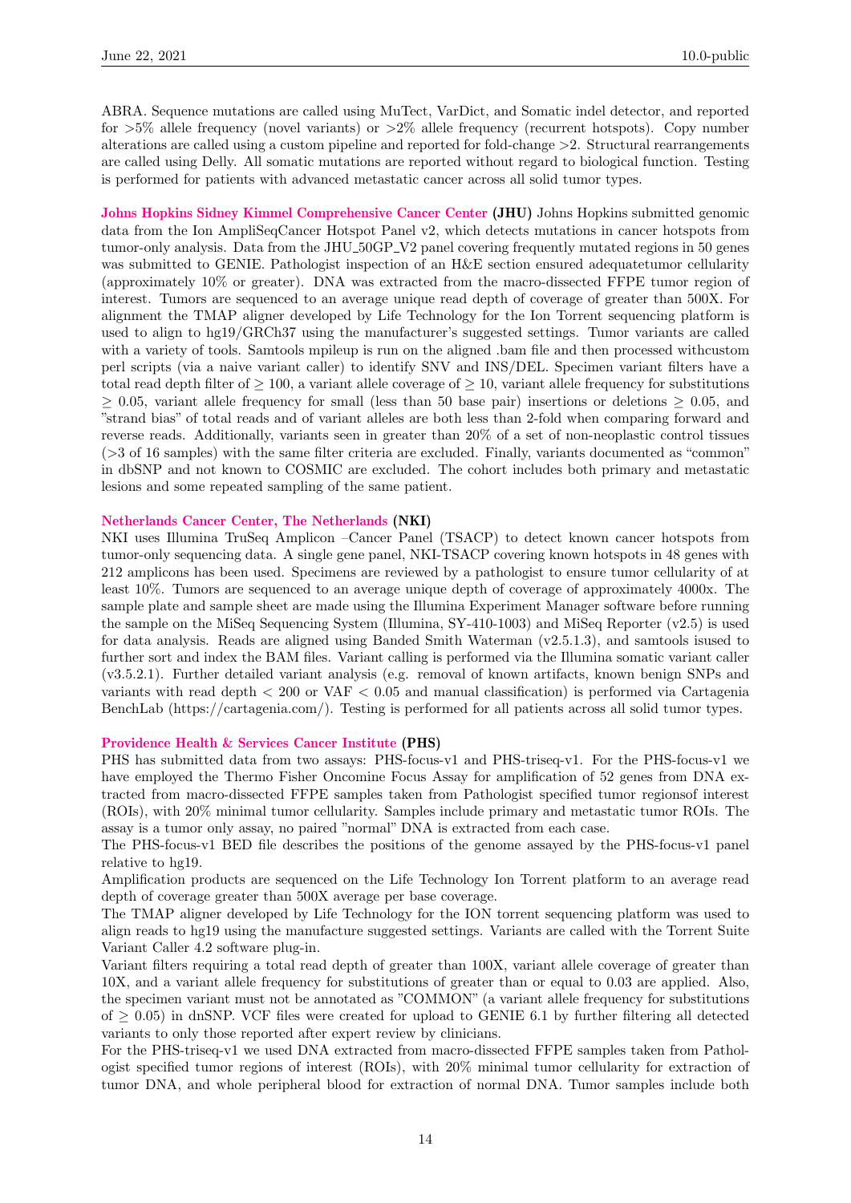ABRA. Sequence mutations are called using MuTect, VarDict, and Somatic indel detector, and reported for >5% allele frequency (novel variants) or >2% allele frequency (recurrent hotspots). Copy number alterations are called using a custom pipeline and reported for fold-change >2. Structural rearrangements are called using Delly. All somatic mutations are reported without regard to biological function. Testing is performed for patients with advanced metastatic cancer across all solid tumor types.

**Johns Hopkins Sidney Kimmel Comprehensive Cancer Center (JHU)** Johns Hopkins submitted genomic data from the Ion AmpliSeqCancer Hotspot Panel v2, which detects mutations in cancer hotspots from tumor-only analysis. Data from the JHU_50GP_V2 panel covering frequently mutated regions in 50 genes was submitted to GENIE. Pathologist inspection of an H&E section ensured adequatetumor cellularity (approximately 10% or greater). DNA was extracted from the macro-dissected FFPE tumor region of interest. Tumors are sequenced to an average unique read depth of coverage of greater than 500X. For alignment the TMAP aligner developed by Life Technology for the Ion Torrent sequencing platform is used to align to hg19/GRCh37 using the manufacturer's suggested settings. Tumor variants are called with a variety of tools. Samtools mpileup is run on the aligned .bam file and then processed withcustom perl scripts (via a naive variant caller) to identify SNV and INS/DEL. Specimen variant filters have a total read depth filter of $\geq 100$, a variant allele coverage of $\geq 10$, variant allele frequency for substitutions $\geq 0.05$, variant allele frequency for small (less than 50 base pair) insertions or deletions $\geq 0.05$, and "strand bias" of total reads and of variant alleles are both less than 2-fold when comparing forward and reverse reads. Additionally, variants seen in greater than 20% of a set of non-neoplastic control tissues (>3 of 16 samples) with the same filter criteria are excluded. Finally, variants documented as "common" in dbSNP and not known to COSMIC are excluded. The cohort includes both primary and metastatic lesions and some repeated sampling of the same patient.

**Netherlands Cancer Center, The Netherlands (NKI)**

NKI uses Illumina TruSeq Amplicon –Cancer Panel (TSACP) to detect known cancer hotspots from tumor-only sequencing data. A single gene panel, NKI-TSACP covering known hotspots in 48 genes with 212 amplicons has been used. Specimens are reviewed by a pathologist to ensure tumor cellularity of at least 10%. Tumors are sequenced to an average unique depth of coverage of approximately 4000x. The sample plate and sample sheet are made using the Illumina Experiment Manager software before running the sample on the MiSeq Sequencing System (Illumina, SY-410-1003) and MiSeq Reporter (v2.5) is used for data analysis. Reads are aligned using Banded Smith Waterman (v2.5.1.3), and samtools isused to further sort and index the BAM files. Variant calling is performed via the Illumina somatic variant caller (v3.5.2.1). Further detailed variant analysis (e.g. removal of known artifacts, known benign SNPs and variants with read depth < 200 or VAF < 0.05 and manual classification) is performed via Cartagenia BenchLab (https://cartagenia.com/). Testing is performed for all patients across all solid tumor types.

**Providence Health & Services Cancer Institute (PHS)**

PHS has submitted data from two assays: PHS-focus-v1 and PHS-triseq-v1. For the PHS-focus-v1 we have employed the Thermo Fisher Oncomine Focus Assay for amplification of 52 genes from DNA extracted from macro-dissected FFPE samples taken from Pathologist specified tumor regionsof interest (ROIs), with 20% minimal tumor cellularity. Samples include primary and metastatic tumor ROIs. The assay is a tumor only assay, no paired "normal" DNA is extracted from each case.

The PHS-focus-v1 BED file describes the positions of the genome assayed by the PHS-focus-v1 panel relative to hg19.

Amplification products are sequenced on the Life Technology Ion Torrent platform to an average read depth of coverage greater than 500X average per base coverage.

The TMAP aligner developed by Life Technology for the ION torrent sequencing platform was used to align reads to hg19 using the manufacture suggested settings. Variants are called with the Torrent Suite Variant Caller 4.2 software plug-in.

Variant filters requiring a total read depth of greater than 100X, variant allele coverage of greater than 10X, and a variant allele frequency for substitutions of greater than or equal to 0.03 are applied. Also, the specimen variant must not be annotated as "COMMON" (a variant allele frequency for substitutions of $\geq 0.05$) in dnSNP. VCF files were created for upload to GENIE 6.1 by further filtering all detected variants to only those reported after expert review by clinicians.

For the PHS-triseq-v1 we used DNA extracted from macro-dissected FFPE samples taken from Pathologist specified tumor regions of interest (ROIs), with 20% minimal tumor cellularity for extraction of tumor DNA, and whole peripheral blood for extraction of normal DNA. Tumor samples include both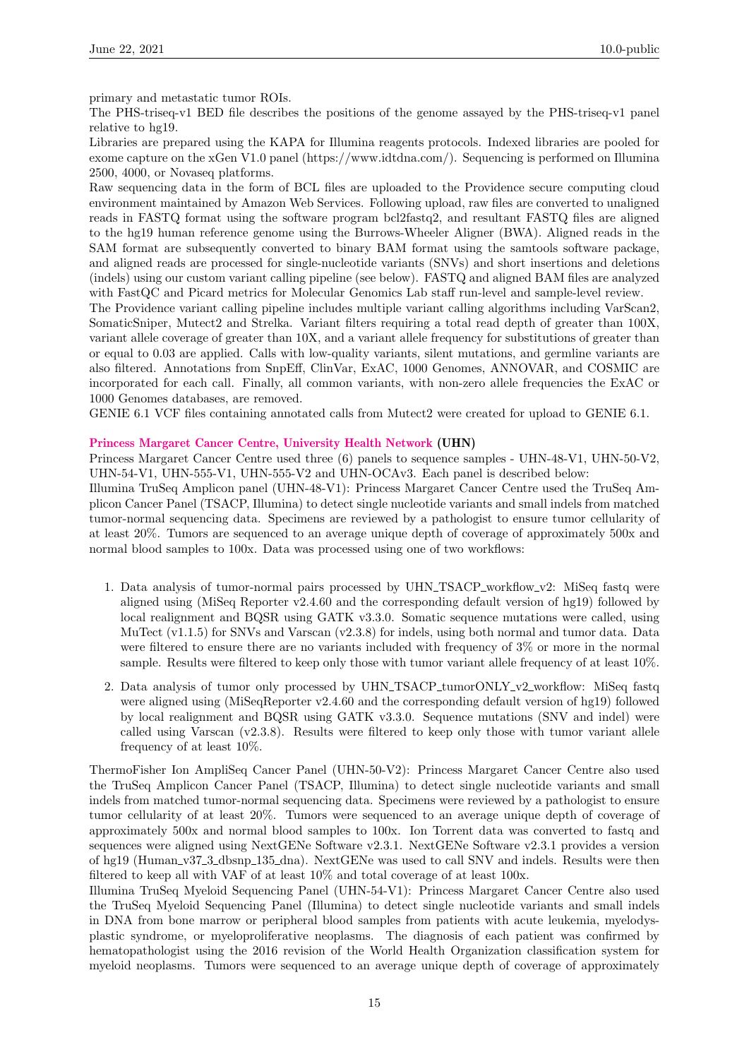primary and metastatic tumor ROIs.

The PHS-triseq-v1 BED file describes the positions of the genome assayed by the PHS-triseq-v1 panel relative to hg19.

Libraries are prepared using the KAPA for Illumina reagents protocols. Indexed libraries are pooled for exome capture on the xGen V1.0 panel (https://www.idtdna.com/). Sequencing is performed on Illumina 2500, 4000, or Novaseq platforms.

Raw sequencing data in the form of BCL files are uploaded to the Providence secure computing cloud environment maintained by Amazon Web Services. Following upload, raw files are converted to unaligned reads in FASTQ format using the software program bcl2fastq2, and resultant FASTQ files are aligned to the hg19 human reference genome using the Burrows-Wheeler Aligner (BWA). Aligned reads in the SAM format are subsequently converted to binary BAM format using the samtools software package, and aligned reads are processed for single-nucleotide variants (SNVs) and short insertions and deletions (indels) using our custom variant calling pipeline (see below). FASTQ and aligned BAM files are analyzed with FastQC and Picard metrics for Molecular Genomics Lab staff run-level and sample-level review.

The Providence variant calling pipeline includes multiple variant calling algorithms including VarScan2, SomaticSniper, Mutect2 and Strelka. Variant filters requiring a total read depth of greater than 100X, variant allele coverage of greater than 10X, and a variant allele frequency for substitutions of greater than or equal to 0.03 are applied. Calls with low-quality variants, silent mutations, and germline variants are also filtered. Annotations from SnpEff, ClinVar, ExAC, 1000 Genomes, ANNOVAR, and COSMIC are incorporated for each call. Finally, all common variants, with non-zero allele frequencies the ExAC or 1000 Genomes databases, are removed.

GENIE 6.1 VCF files containing annotated calls from Mutect2 were created for upload to GENIE 6.1.

#### Princess Margaret Cancer Centre, University Health Network (UHN)

Princess Margaret Cancer Centre used three (6) panels to sequence samples - UHN-48-V1, UHN-50-V2, UHN-54-V1, UHN-555-V1, UHN-555-V2 and UHN-OCAv3. Each panel is described below:

Illumina TruSeq Amplicon panel (UHN-48-V1): Princess Margaret Cancer Centre used the TruSeq Amplicon Cancer Panel (TSACP, Illumina) to detect single nucleotide variants and small indels from matched tumor-normal sequencing data. Specimens are reviewed by a pathologist to ensure tumor cellularity of at least 20%. Tumors are sequenced to an average unique depth of coverage of approximately 500x and normal blood samples to 100x. Data was processed using one of two workflows:

1. Data analysis of tumor-normal pairs processed by UHN_TSACP_workflow_v2: MiSeq fastq were aligned using (MiSeq Reporter v2.4.60 and the corresponding default version of hg19) followed by local realignment and BQSR using GATK v3.3.0. Somatic sequence mutations were called, using MuTect (v1.1.5) for SNVs and Varscan (v2.3.8) for indels, using both normal and tumor data. Data were filtered to ensure there are no variants included with frequency of 3% or more in the normal sample. Results were filtered to keep only those with tumor variant allele frequency of at least 10%.

2. Data analysis of tumor only processed by UHN_TSACP_tumorONLY_v2_workflow: MiSeq fastq were aligned using (MiSeqReporter v2.4.60 and the corresponding default version of hg19) followed by local realignment and BQSR using GATK v3.3.0. Sequence mutations (SNV and indel) were called using Varscan (v2.3.8). Results were filtered to keep only those with tumor variant allele frequency of at least 10%.

ThermoFisher Ion AmpliSeq Cancer Panel (UHN-50-V2): Princess Margaret Cancer Centre also used the TruSeq Amplicon Cancer Panel (TSACP, Illumina) to detect single nucleotide variants and small indels from matched tumor-normal sequencing data. Specimens were reviewed by a pathologist to ensure tumor cellularity of at least 20%. Tumors were sequenced to an average unique depth of coverage of approximately 500x and normal blood samples to 100x. Ion Torrent data was converted to fastq and sequences were aligned using NextGENe Software v2.3.1. NextGENe Software v2.3.1 provides a version of hg19 (Human_v37_3_dbsnp_135_dna). NextGENe was used to call SNV and indels. Results were then filtered to keep all with VAF of at least 10% and total coverage of at least 100x.

Illumina TruSeq Myeloid Sequencing Panel (UHN-54-V1): Princess Margaret Cancer Centre also used the TruSeq Myeloid Sequencing Panel (Illumina) to detect single nucleotide variants and small indels in DNA from bone marrow or peripheral blood samples from patients with acute leukemia, myelodysplastic syndrome, or myeloproliferative neoplasms. The diagnosis of each patient was confirmed by hematopathologist using the 2016 revision of the World Health Organization classification system for myeloid neoplasms. Tumors were sequenced to an average unique depth of coverage of approximately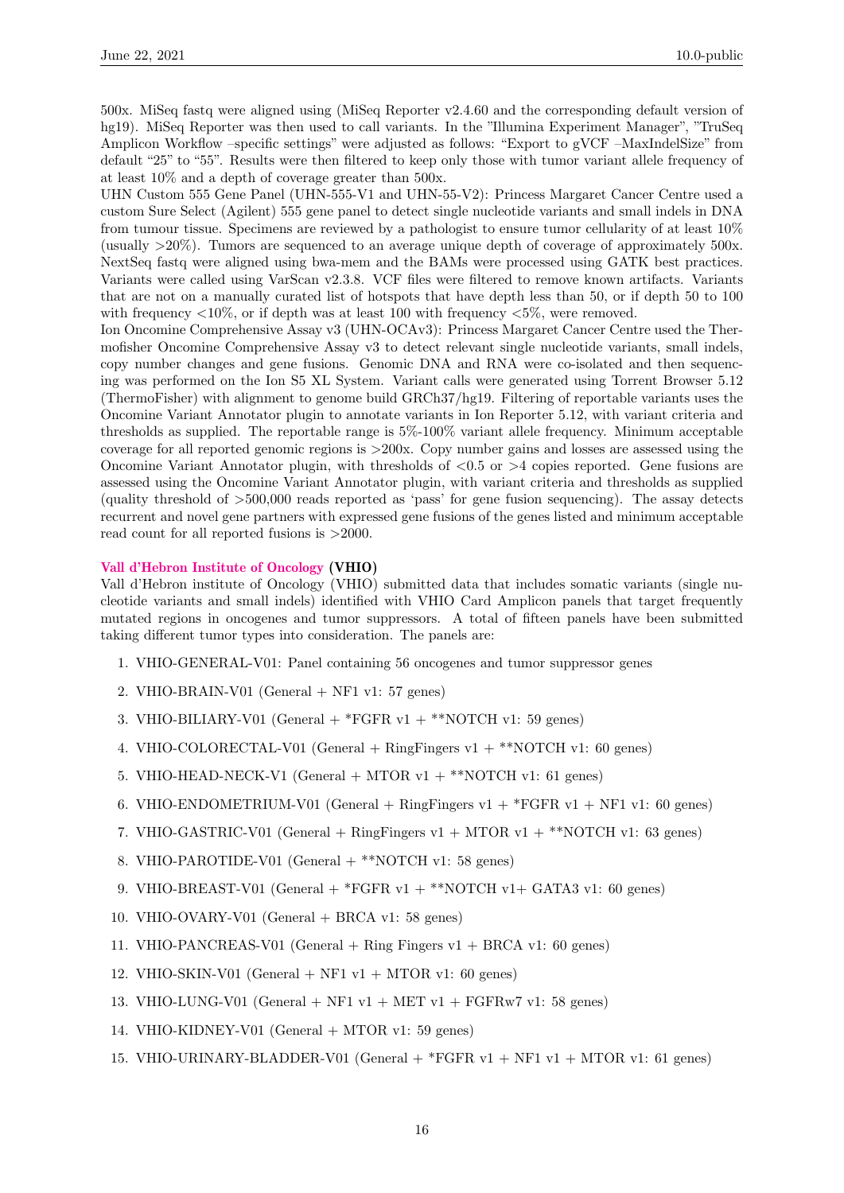500x. MiSeq fastq were aligned using (MiSeq Reporter v2.4.60 and the corresponding default version of hg19). MiSeq Reporter was then used to call variants. In the "Illumina Experiment Manager", "TruSeq Amplicon Workflow –specific settings" were adjusted as follows: "Export to gVCF –MaxIndelSize" from default "25" to "55". Results were then filtered to keep only those with tumor variant allele frequency of at least 10% and a depth of coverage greater than 500x.

UHN Custom 555 Gene Panel (UHN-555-V1 and UHN-55-V2): Princess Margaret Cancer Centre used a custom Sure Select (Agilent) 555 gene panel to detect single nucleotide variants and small indels in DNA from tumour tissue. Specimens are reviewed by a pathologist to ensure tumor cellularity of at least 10% (usually >20%). Tumors are sequenced to an average unique depth of coverage of approximately 500x. NextSeq fastq were aligned using bwa-mem and the BAMs were processed using GATK best practices. Variants were called using VarScan v2.3.8. VCF files were filtered to remove known artifacts. Variants that are not on a manually curated list of hotspots that have depth less than 50, or if depth 50 to 100 with frequency <10%, or if depth was at least 100 with frequency <5%, were removed.

Ion Oncomine Comprehensive Assay v3 (UHN-OCAv3): Princess Margaret Cancer Centre used the Thermofisher Oncomine Comprehensive Assay v3 to detect relevant single nucleotide variants, small indels, copy number changes and gene fusions. Genomic DNA and RNA were co-isolated and then sequencing was performed on the Ion S5 XL System. Variant calls were generated using Torrent Browser 5.12 (ThermoFisher) with alignment to genome build GRCh37/hg19. Filtering of reportable variants uses the Oncomine Variant Annotator plugin to annotate variants in Ion Reporter 5.12, with variant criteria and thresholds as supplied. The reportable range is 5%-100% variant allele frequency. Minimum acceptable coverage for all reported genomic regions is >200x. Copy number gains and losses are assessed using the Oncomine Variant Annotator plugin, with thresholds of <0.5 or >4 copies reported. Gene fusions are assessed using the Oncomine Variant Annotator plugin, with variant criteria and thresholds as supplied (quality threshold of >500,000 reads reported as 'pass' for gene fusion sequencing). The assay detects recurrent and novel gene partners with expressed gene fusions of the genes listed and minimum acceptable read count for all reported fusions is >2000.

### Vall d'Hebron Institute of Oncology (VHIO)

Vall d'Hebron institute of Oncology (VHIO) submitted data that includes somatic variants (single nucleotide variants and small indels) identified with VHIO Card Amplicon panels that target frequently mutated regions in oncogenes and tumor suppressors. A total of fifteen panels have been submitted taking different tumor types into consideration. The panels are:

1. VHIO-GENERAL-V01: Panel containing 56 oncogenes and tumor suppressor genes
2. VHIO-BRAIN-V01 (General + NF1 v1: 57 genes)
3. VHIO-BILIARY-V01 (General + *FGFR v1 + **NOTCH v1: 59 genes)
4. VHIO-COLORECTAL-V01 (General + RingFingers v1 + **NOTCH v1: 60 genes)
5. VHIO-HEAD-NECK-V1 (General + MTOR v1 + **NOTCH v1: 61 genes)
6. VHIO-ENDOMETRIUM-V01 (General + RingFingers v1 + *FGFR v1 + NF1 v1: 60 genes)
7. VHIO-GASTRIC-V01 (General + RingFingers v1 + MTOR v1 + **NOTCH v1: 63 genes)
8. VHIO-PAROTIDE-V01 (General + **NOTCH v1: 58 genes)
9. VHIO-BREAST-V01 (General + *FGFR v1 + **NOTCH v1+ GATA3 v1: 60 genes)
10. VHIO-OVARY-V01 (General + BRCA v1: 58 genes)
11. VHIO-PANCREAS-V01 (General + Ring Fingers v1 + BRCA v1: 60 genes)
12. VHIO-SKIN-V01 (General + NF1 v1 + MTOR v1: 60 genes)
13. VHIO-LUNG-V01 (General + NF1 v1 + MET v1 + FGFRw7 v1: 58 genes)
14. VHIO-KIDNEY-V01 (General + MTOR v1: 59 genes)
15. VHIO-URINARY-BLADDER-V01 (General + *FGFR v1 + NF1 v1 + MTOR v1: 61 genes)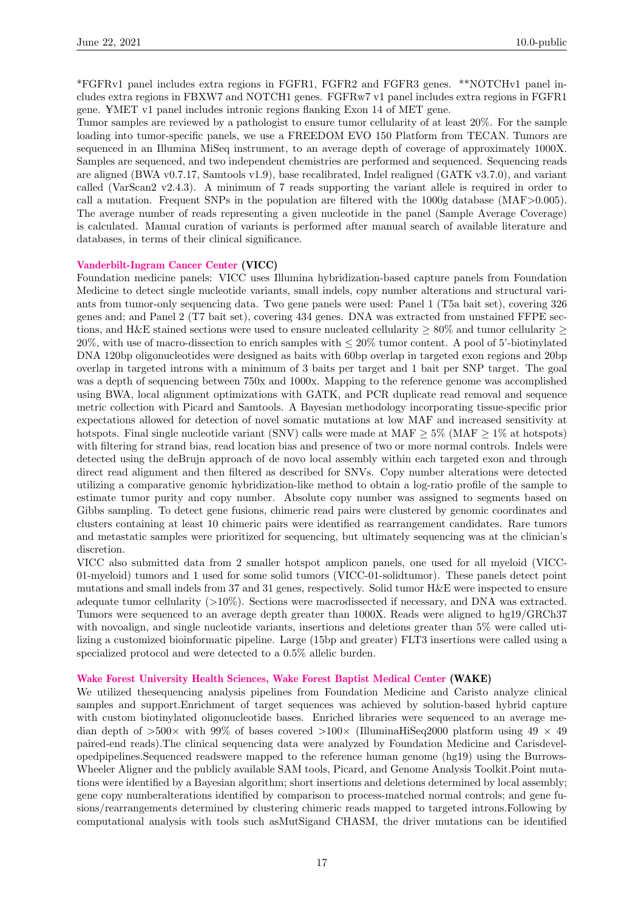*FGFRv1 panel includes extra regions in FGFR1, FGFR2 and FGFR3 genes. **NOTCHv1 panel includes extra regions in FBXW7 and NOTCH1 genes. FGFRw7 v1 panel includes extra regions in FGFR1 gene. ¥MET v1 panel includes intronic regions flanking Exon 14 of MET gene.

Tumor samples are reviewed by a pathologist to ensure tumor cellularity of at least 20%. For the sample loading into tumor-specific panels, we use a FREEDOM EVO 150 Platform from TECAN. Tumors are sequenced in an Illumina MiSeq instrument, to an average depth of coverage of approximately 1000X. Samples are sequenced, and two independent chemistries are performed and sequenced. Sequencing reads are aligned (BWA v0.7.17, Samtools v1.9), base recalibrated, Indel realigned (GATK v3.7.0), and variant called (VarScan2 v2.4.3). A minimum of 7 reads supporting the variant allele is required in order to call a mutation. Frequent SNPs in the population are filtered with the 1000g database (MAF>0.005). The average number of reads representing a given nucleotide in the panel (Sample Average Coverage) is calculated. Manual curation of variants is performed after manual search of available literature and databases, in terms of their clinical significance.

### Vanderbilt-Ingram Cancer Center (VICC)

Foundation medicine panels: VICC uses Illumina hybridization-based capture panels from Foundation Medicine to detect single nucleotide variants, small indels, copy number alterations and structural variants from tumor-only sequencing data. Two gene panels were used: Panel 1 (T5a bait set), covering 326 genes and; and Panel 2 (T7 bait set), covering 434 genes. DNA was extracted from unstained FFPE sections, and H&E stained sections were used to ensure nucleated cellularity $\geq 80\%$ and tumor cellularity $\geq 20\%$, with use of macro-dissection to enrich samples with $\leq 20\%$ tumor content. A pool of 5'-biotinylated DNA 120bp oligonucleotides were designed as baits with 60bp overlap in targeted exon regions and 20bp overlap in targeted introns with a minimum of 3 baits per target and 1 bait per SNP target. The goal was a depth of sequencing between 750x and 1000x. Mapping to the reference genome was accomplished using BWA, local alignment optimizations with GATK, and PCR duplicate read removal and sequence metric collection with Picard and Samtools. A Bayesian methodology incorporating tissue-specific prior expectations allowed for detection of novel somatic mutations at low MAF and increased sensitivity at hotspots. Final single nucleotide variant (SNV) calls were made at MAF $\geq 5\%$ (MAF $\geq 1\%$ at hotspots) with filtering for strand bias, read location bias and presence of two or more normal controls. Indels were detected using the deBrujn approach of de novo local assembly within each targeted exon and through direct read alignment and then filtered as described for SNVs. Copy number alterations were detected utilizing a comparative genomic hybridization-like method to obtain a log-ratio profile of the sample to estimate tumor purity and copy number. Absolute copy number was assigned to segments based on Gibbs sampling. To detect gene fusions, chimeric read pairs were clustered by genomic coordinates and clusters containing at least 10 chimeric pairs were identified as rearrangement candidates. Rare tumors and metastatic samples were prioritized for sequencing, but ultimately sequencing was at the clinician's discretion.

VICC also submitted data from 2 smaller hotspot amplicon panels, one used for all myeloid (VICC-01-myeloid) tumors and 1 used for some solid tumors (VICC-01-solidtumor). These panels detect point mutations and small indels from 37 and 31 genes, respectively. Solid tumor H&E were inspected to ensure adequate tumor cellularity (>10%). Sections were macrodissected if necessary, and DNA was extracted. Tumors were sequenced to an average depth greater than 1000X. Reads were aligned to hg19/GRCh37 with novoalign, and single nucleotide variants, insertions and deletions greater than 5% were called utilizing a customized bioinformatic pipeline. Large (15bp and greater) FLT3 insertions were called using a specialized protocol and were detected to a 0.5% allelic burden.

### Wake Forest University Health Sciences, Wake Forest Baptist Medical Center (WAKE)

We utilized thesequencing analysis pipelines from Foundation Medicine and Caristo analyze clinical samples and support.Enrichment of target sequences was achieved by solution-based hybrid capture with custom biotinylated oligonucleotide bases. Enriched libraries were sequenced to an average median depth of $>500\times$ with 99% of bases covered $>100\times$ (IlluminaHiSeq2000 platform using $49 \times 49$ paired-end reads).The clinical sequencing data were analyzed by Foundation Medicine and Carisdevelopedpipelines.Sequenced readswere mapped to the reference human genome (hg19) using the Burrows-Wheeler Aligner and the publicly available SAM tools, Picard, and Genome Analysis Toolkit.Point mutations were identified by a Bayesian algorithm; short insertions and deletions determined by local assembly; gene copy numberalterations identified by comparison to process-matched normal controls; and gene fusions/rearrangements determined by clustering chimeric reads mapped to targeted introns.Following by computational analysis with tools such asMutSigand CHASM, the driver mutations can be identified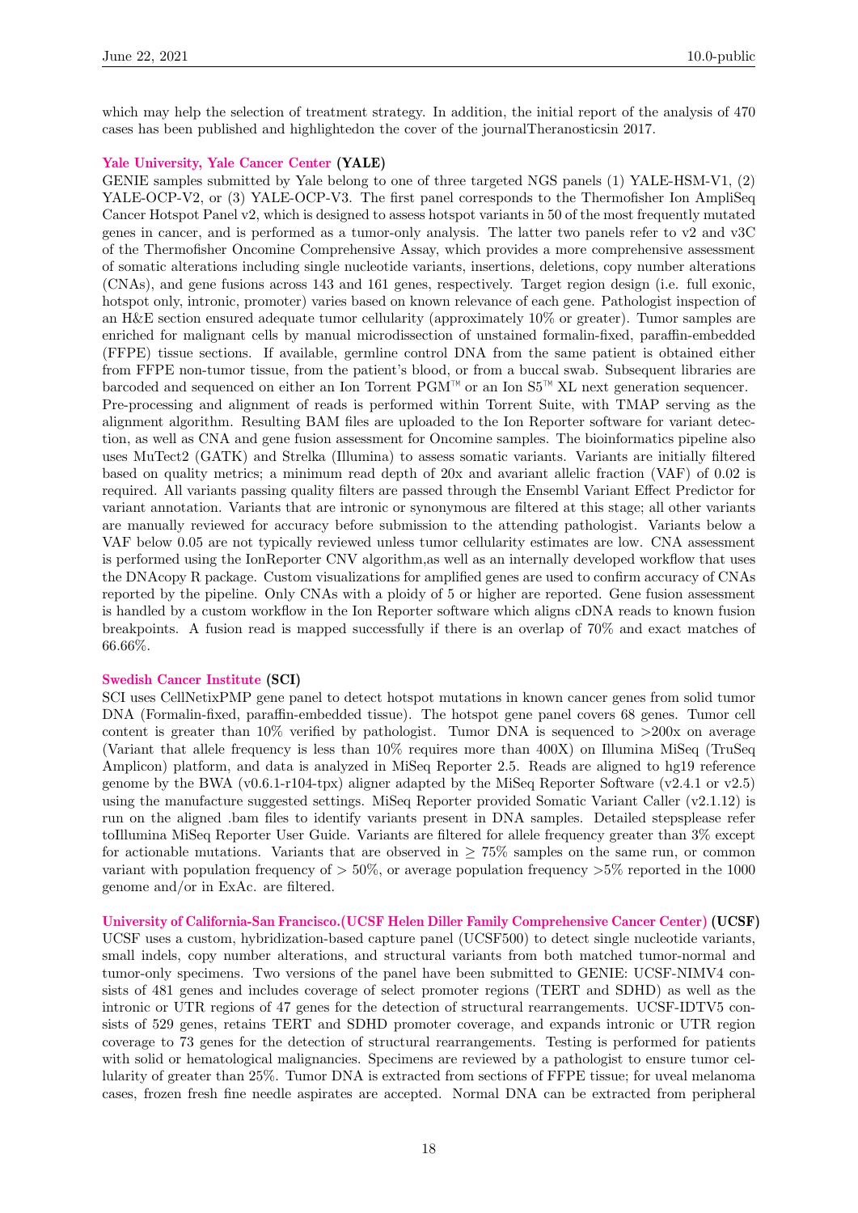which may help the selection of treatment strategy. In addition, the initial report of the analysis of 470 cases has been published and highlightedon the cover of the journalTheranosticsin 2017.

### Yale University, Yale Cancer Center (YALE)

GENIE samples submitted by Yale belong to one of three targeted NGS panels (1) YALE-HSM-V1, (2) YALE-OCP-V2, or (3) YALE-OCP-V3. The first panel corresponds to the Thermofisher Ion AmpliSeq Cancer Hotspot Panel v2, which is designed to assess hotspot variants in 50 of the most frequently mutated genes in cancer, and is performed as a tumor-only analysis. The latter two panels refer to v2 and v3C of the Thermofisher Oncomine Comprehensive Assay, which provides a more comprehensive assessment of somatic alterations including single nucleotide variants, insertions, deletions, copy number alterations (CNAs), and gene fusions across 143 and 161 genes, respectively. Target region design (i.e. full exonic, hotspot only, intronic, promoter) varies based on known relevance of each gene. Pathologist inspection of an H&E section ensured adequate tumor cellularity (approximately 10% or greater). Tumor samples are enriched for malignant cells by manual microdissection of unstained formalin-fixed, paraffin-embedded (FFPE) tissue sections. If available, germline control DNA from the same patient is obtained either from FFPE non-tumor tissue, from the patient's blood, or from a buccal swab. Subsequent libraries are barcoded and sequenced on either an Ion Torrent PGM™ or an Ion S5™ XL next generation sequencer.
Pre-processing and alignment of reads is performed within Torrent Suite, with TMAP serving as the alignment algorithm. Resulting BAM files are uploaded to the Ion Reporter software for variant detection, as well as CNA and gene fusion assessment for Oncomine samples. The bioinformatics pipeline also uses MuTect2 (GATK) and Strelka (Illumina) to assess somatic variants. Variants are initially filtered based on quality metrics; a minimum read depth of 20x and avariant allelic fraction (VAF) of 0.02 is required. All variants passing quality filters are passed through the Ensembl Variant Effect Predictor for variant annotation. Variants that are intronic or synonymous are filtered at this stage; all other variants are manually reviewed for accuracy before submission to the attending pathologist. Variants below a VAF below 0.05 are not typically reviewed unless tumor cellularity estimates are low. CNA assessment is performed using the IonReporter CNV algorithm,as well as an internally developed workflow that uses the DNAcopy R package. Custom visualizations for amplified genes are used to confirm accuracy of CNAs reported by the pipeline. Only CNAs with a ploidy of 5 or higher are reported. Gene fusion assessment is handled by a custom workflow in the Ion Reporter software which aligns cDNA reads to known fusion breakpoints. A fusion read is mapped successfully if there is an overlap of 70% and exact matches of 66.66%.

### Swedish Cancer Institute (SCI)

SCI uses CellNetixPMP gene panel to detect hotspot mutations in known cancer genes from solid tumor DNA (Formalin-fixed, paraffin-embedded tissue). The hotspot gene panel covers 68 genes. Tumor cell content is greater than 10% verified by pathologist. Tumor DNA is sequenced to >200x on average (Variant that allele frequency is less than 10% requires more than 400X) on Illumina MiSeq (TruSeq Amplicon) platform, and data is analyzed in MiSeq Reporter 2.5. Reads are aligned to hg19 reference genome by the BWA (v0.6.1-r104-tpx) aligner adapted by the MiSeq Reporter Software (v2.4.1 or v2.5) using the manufacture suggested settings. MiSeq Reporter provided Somatic Variant Caller (v2.1.12) is run on the aligned .bam files to identify variants present in DNA samples. Detailed stepsplease refer toIllumina MiSeq Reporter User Guide. Variants are filtered for allele frequency greater than 3% except for actionable mutations. Variants that are observed in $\geq 75\%$ samples on the same run, or common variant with population frequency of $> 50\%$, or average population frequency $>5\%$ reported in the 1000 genome and/or in ExAc. are filtered.

### University of California-San Francisco.(UCSF Helen Diller Family Comprehensive Cancer Center) (UCSF)

UCSF uses a custom, hybridization-based capture panel (UCSF500) to detect single nucleotide variants, small indels, copy number alterations, and structural variants from both matched tumor-normal and tumor-only specimens. Two versions of the panel have been submitted to GENIE: UCSF-NIMV4 consists of 481 genes and includes coverage of select promoter regions (TERT and SDHD) as well as the intronic or UTR regions of 47 genes for the detection of structural rearrangements. UCSF-IDTV5 consists of 529 genes, retains TERT and SDHD promoter coverage, and expands intronic or UTR region coverage to 73 genes for the detection of structural rearrangements. Testing is performed for patients with solid or hematological malignancies. Specimens are reviewed by a pathologist to ensure tumor cellularity of greater than 25%. Tumor DNA is extracted from sections of FFPE tissue; for uveal melanoma cases, frozen fresh fine needle aspirates are accepted. Normal DNA can be extracted from peripheral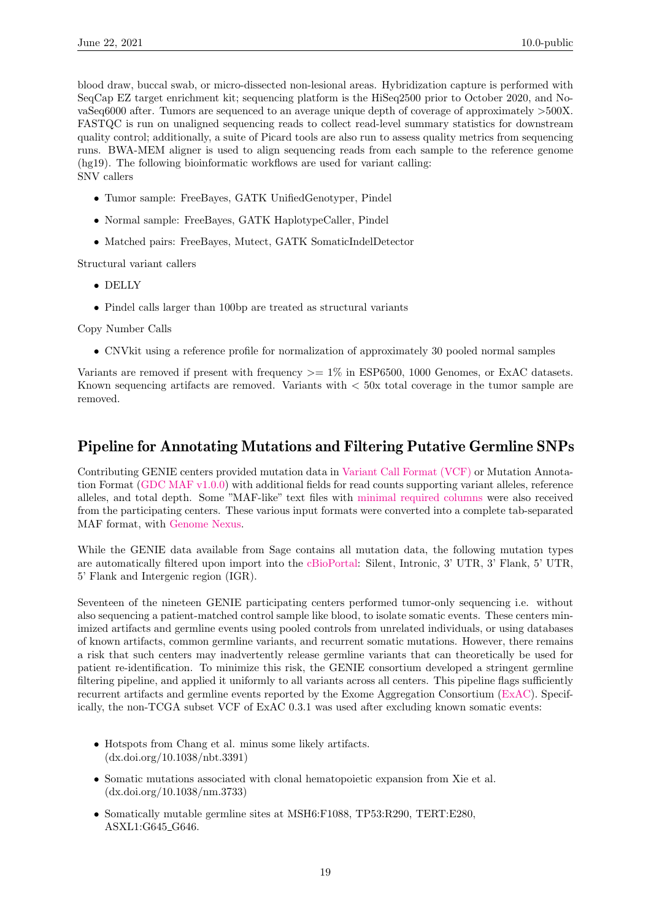blood draw, buccal swab, or micro-dissected non-lesional areas. Hybridization capture is performed with SeqCap EZ target enrichment kit; sequencing platform is the HiSeq2500 prior to October 2020, and NovaSeq6000 after. Tumors are sequenced to an average unique depth of coverage of approximately >500X. FASTQC is run on unaligned sequencing reads to collect read-level summary statistics for downstream quality control; additionally, a suite of Picard tools are also run to assess quality metrics from sequencing runs. BWA-MEM aligner is used to align sequencing reads from each sample to the reference genome (hg19). The following bioinformatic workflows are used for variant calling:
SNV callers

- Tumor sample: FreeBayes, GATK UnifiedGenotyper, Pindel
- Normal sample: FreeBayes, GATK HaplotypeCaller, Pindel
- Matched pairs: FreeBayes, Mutect, GATK SomaticIndelDetector

Structural variant callers

- DELLY
- Pindel calls larger than 100bp are treated as structural variants

Copy Number Calls

- CNVkit using a reference profile for normalization of approximately 30 pooled normal samples

Variants are removed if present with frequency >= 1% in ESP6500, 1000 Genomes, or ExAC datasets. Known sequencing artifacts are removed. Variants with < 50x total coverage in the tumor sample are removed.

## Pipeline for Annotating Mutations and Filtering Putative Germline SNPs

Contributing GENIE centers provided mutation data in Variant Call Format (VCF) or Mutation Annotation Format (GDC MAF v1.0.0) with additional fields for read counts supporting variant alleles, reference alleles, and total depth. Some "MAF-like" text files with minimal required columns were also received from the participating centers. These various input formats were converted into a complete tab-separated MAF format, with Genome Nexus.

While the GENIE data available from Sage contains all mutation data, the following mutation types are automatically filtered upon import into the cBioPortal: Silent, Intronic, 3' UTR, 3' Flank, 5' UTR, 5' Flank and Intergenic region (IGR).

Seventeen of the nineteen GENIE participating centers performed tumor-only sequencing i.e. without also sequencing a patient-matched control sample like blood, to isolate somatic events. These centers minimized artifacts and germline events using pooled controls from unrelated individuals, or using databases of known artifacts, common germline variants, and recurrent somatic mutations. However, there remains a risk that such centers may inadvertently release germline variants that can theoretically be used for patient re-identification. To minimize this risk, the GENIE consortium developed a stringent germline filtering pipeline, and applied it uniformly to all variants across all centers. This pipeline flags sufficiently recurrent artifacts and germline events reported by the Exome Aggregation Consortium (ExAC). Specifically, the non-TCGA subset VCF of ExAC 0.3.1 was used after excluding known somatic events:

- Hotspots from Chang et al. minus some likely artifacts. (dx.doi.org/10.1038/nbt.3391)
- Somatic mutations associated with clonal hematopoietic expansion from Xie et al. (dx.doi.org/10.1038/nm.3733)
- Somatically mutable germline sites at MSH6:F1088, TP53:R290, TERT:E280, ASXL1:G645_G646.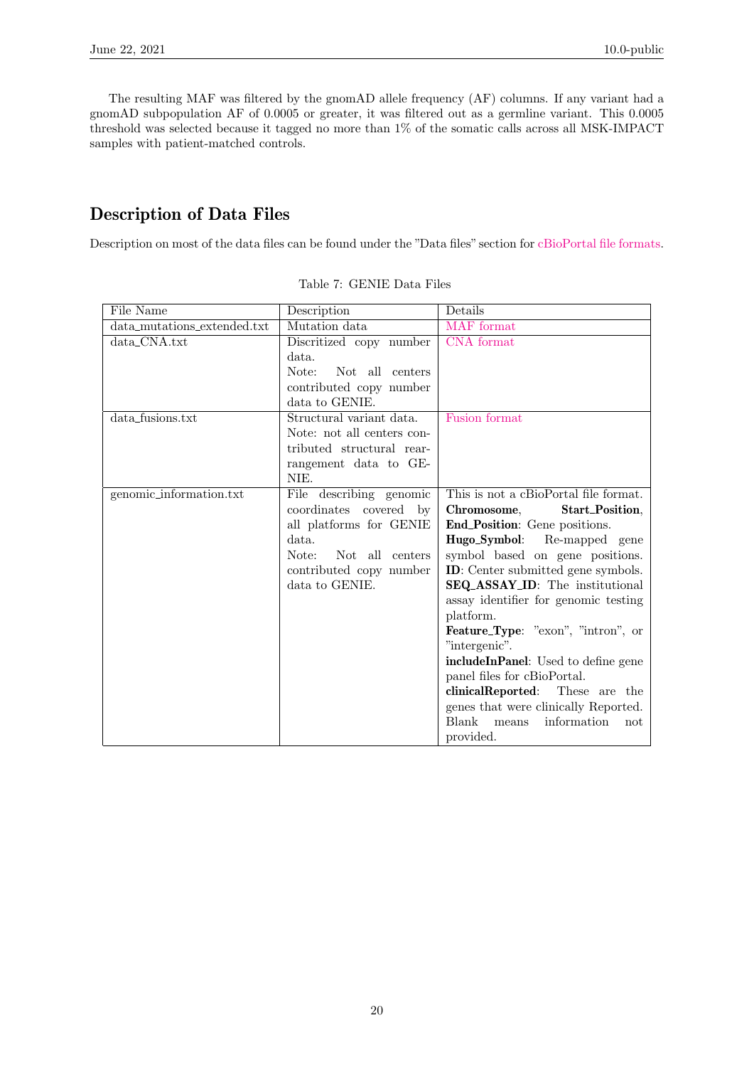The resulting MAF was filtered by the gnomAD allele frequency (AF) columns. If any variant had a gnomAD subpopulation AF of 0.0005 or greater, it was filtered out as a germline variant. This 0.0005 threshold was selected because it tagged no more than 1% of the somatic calls across all MSK-IMPACT samples with patient-matched controls.

## Description of Data Files

Description on most of the data files can be found under the "Data files" section for cBioPortal file formats.

Table 7: GENIE Data Files

| File Name | Description | Details |
| --- | --- | --- |
| data_mutations_extended.txt | Mutation data | MAF format |
| data_CNA.txt | Discritized copy number data.<br>Note: Not all centers contributed copy number data to GENIE. | CNA format |
| data_fusions.txt | Structural variant data.<br>Note: not all centers contributed structural rearrangement data to GENIE. | Fusion format |
| genomic_information.txt | File describing genomic coordinates covered by all platforms for GENIE data.<br>Note: Not all centers contributed copy number data to GENIE. | This is not a cBioPortal file format.<br>**Chromosome**, **Start_Position**, **End_Position**: Gene positions.<br>**Hugo_Symbol**: Re-mapped gene symbol based on gene positions.<br>**ID**: Center submitted gene symbols.<br>**SEQ_ASSAY_ID**: The institutional assay identifier for genomic testing platform.<br>**Feature_Type**: "exon", "intron", or "intergenic".<br>**includeInPanel**: Used to define gene panel files for cBioPortal.<br>**clinicalReported**: These are the genes that were clinically Reported. Blank means information not provided. |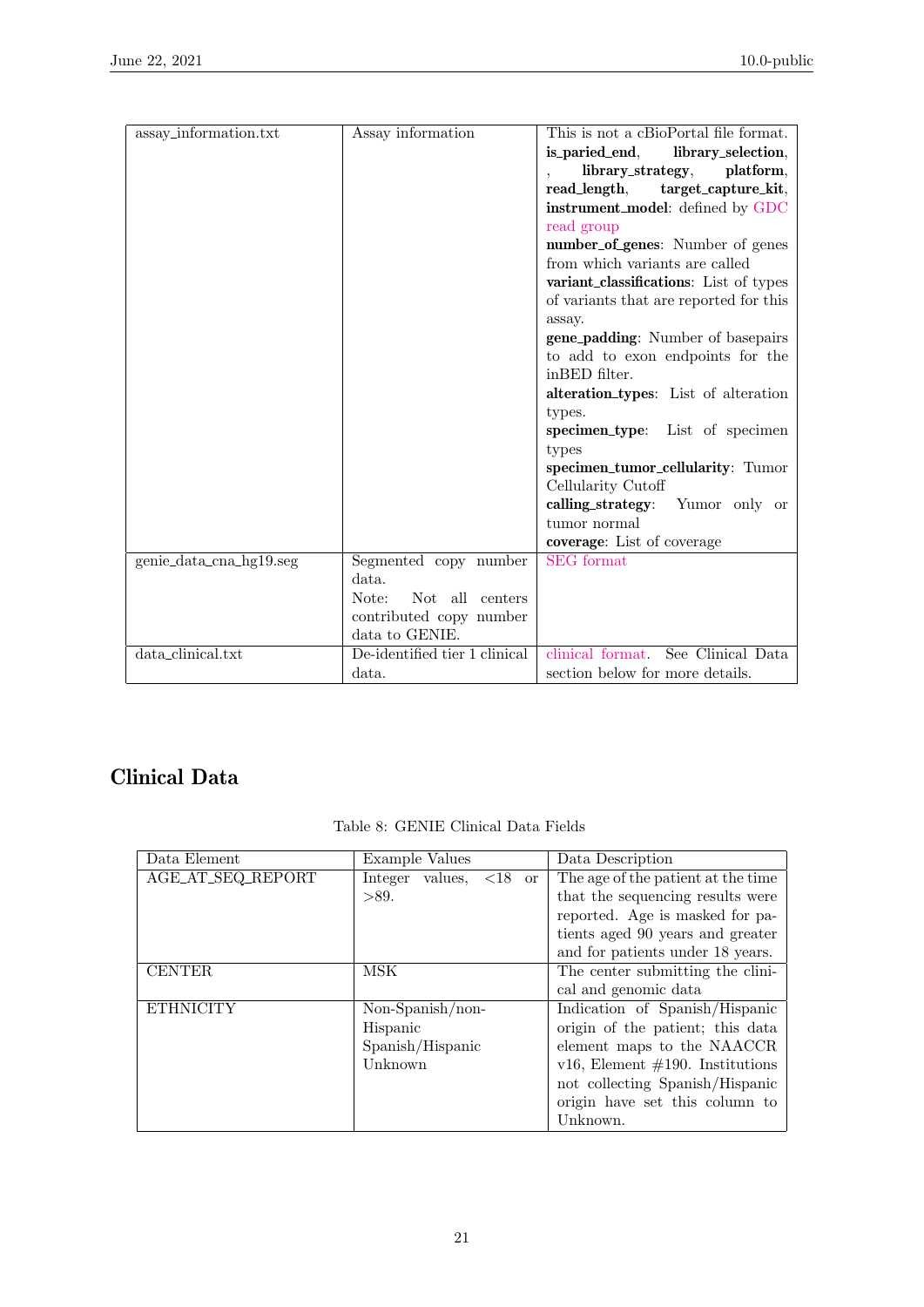| | | |
|---|---|---|
| assay_information.txt | Assay information | This is not a cBioPortal file format. **is_paried_end**, **library_selection**, , **library_strategy**, **platform**, **read_length**, **target_capture_kit**, **instrument_model**: defined by GDC read group<br>**number_of_genes**: Number of genes from which variants are called<br>**variant_classifications**: List of types of variants that are reported for this assay.<br>**gene_padding**: Number of basepairs to add to exon endpoints for the inBED filter.<br>**alteration_types**: List of alteration types.<br>**specimen_type**: List of specimen types<br>**specimen_tumor_cellularity**: Tumor Cellularity Cutoff<br>**calling_strategy**: Yumor only or tumor normal<br>**coverage**: List of coverage |
| genie_data_cna_hg19.seg | Segmented copy number data.<br>Note: Not all centers contributed copy number data to GENIE. | SEG format |
| data_clinical.txt | De-identified tier 1 clinical data. | clinical format. See Clinical Data section below for more details. |

## Clinical Data

Table 8: GENIE Clinical Data Fields

| Data Element | Example Values | Data Description |
|---|---|---|
| AGE_AT_SEQ_REPORT | Integer values, <18 or >89. | The age of the patient at the time that the sequencing results were reported. Age is masked for patients aged 90 years and greater and for patients under 18 years. |
| CENTER | MSK | The center submitting the clinical and genomic data |
| ETHNICITY | Non-Spanish/non-Hispanic<br>Spanish/Hispanic<br>Unknown | Indication of Spanish/Hispanic origin of the patient; this data element maps to the NAACCR v16, Element #190. Institutions not collecting Spanish/Hispanic origin have set this column to Unknown. |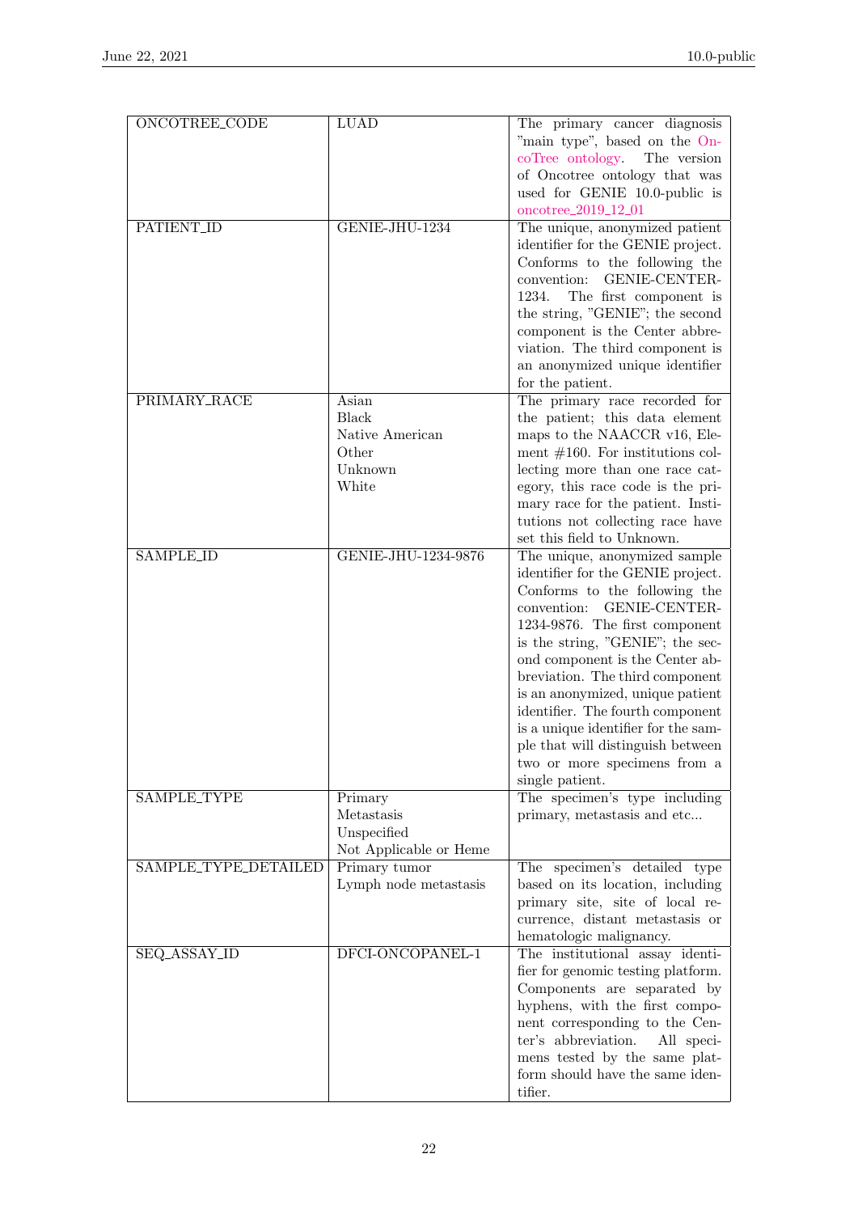| | | |
|---|---|---|
| ONCOTREE_CODE | LUAD | The primary cancer diagnosis "main type", based on the OncoTree ontology. The version of Oncotree ontology that was used for GENIE 10.0-public is oncotree_2019_12_01 |
| PATIENT_ID | GENIE-JHU-1234 | The unique, anonymized patient identifier for the GENIE project. Conforms to the following the convention: GENIE-CENTER-1234. The first component is the string, "GENIE"; the second component is the Center abbreviation. The third component is an anonymized unique identifier for the patient. |
| PRIMARY_RACE | Asian<br>Black<br>Native American<br>Other<br>Unknown<br>White | The primary race recorded for the patient; this data element maps to the NAACCR v16, Element #160. For institutions collecting more than one race category, this race code is the primary race for the patient. Institutions not collecting race have set this field to Unknown. |
| SAMPLE_ID | GENIE-JHU-1234-9876 | The unique, anonymized sample identifier for the GENIE project. Conforms to the following the convention: GENIE-CENTER-1234-9876. The first component is the string, "GENIE"; the second component is the Center abbreviation. The third component is an anonymized, unique patient identifier. The fourth component is a unique identifier for the sample that will distinguish between two or more specimens from a single patient. |
| SAMPLE_TYPE | Primary<br>Metastasis<br>Unspecified<br>Not Applicable or Heme | The specimen's type including primary, metastasis and etc... |
| SAMPLE_TYPE_DETAILED | Primary tumor<br>Lymph node metastasis | The specimen's detailed type based on its location, including primary site, site of local recurrence, distant metastasis or hematologic malignancy. |
| SEQ_ASSAY_ID | DFCI-ONCOPANEL-1 | The institutional assay identifier for genomic testing platform. Components are separated by hyphens, with the first component corresponding to the Center's abbreviation. All specimens tested by the same platform should have the same identifier. |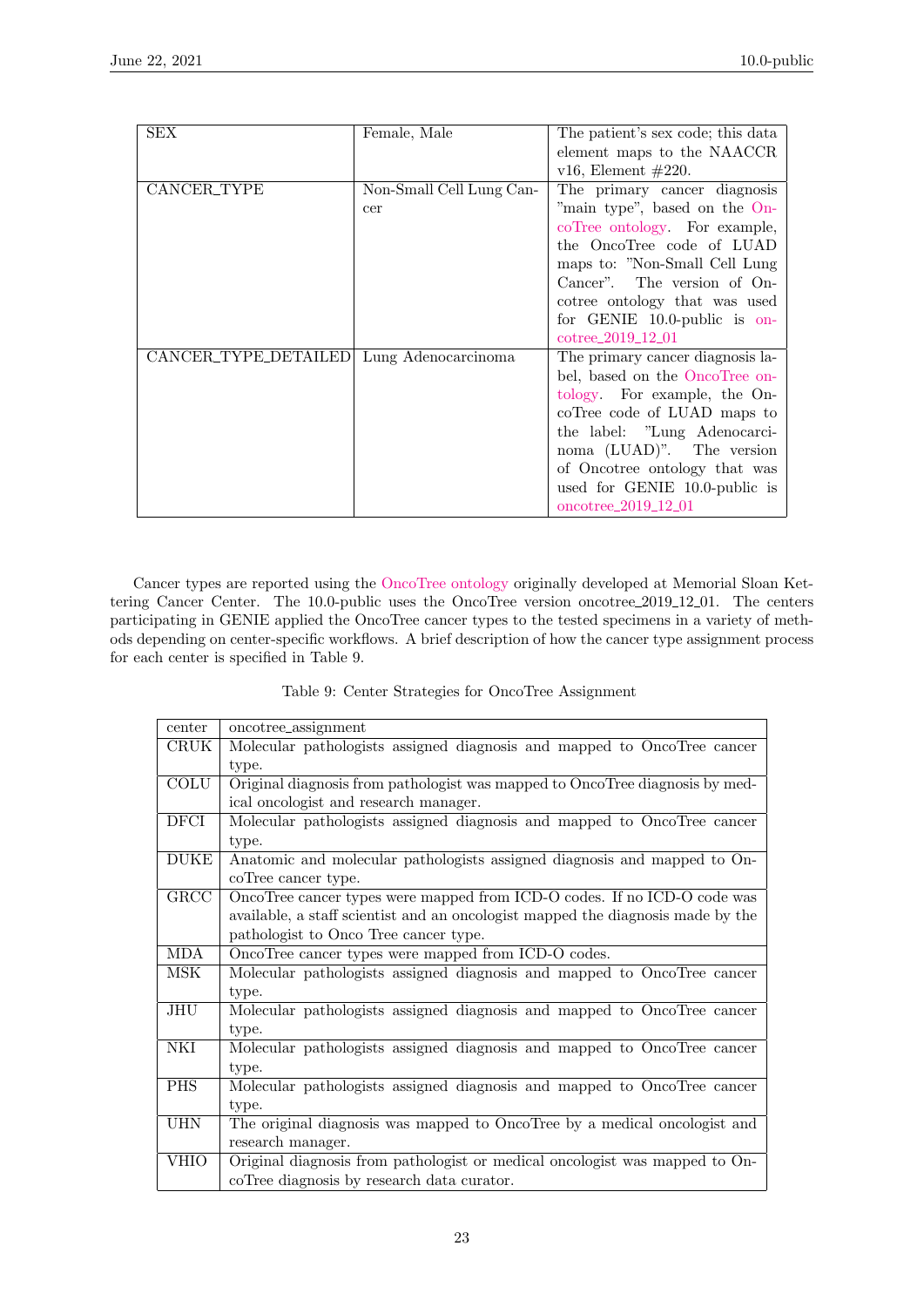| SEX | Female, Male | The patient's sex code; this data element maps to the NAACCR v16, Element #220. |
|---|---|---|
| CANCER_TYPE | Non-Small Cell Lung Cancer | The primary cancer diagnosis "main type", based on the OncoTree ontology. For example, the OncoTree code of LUAD maps to: "Non-Small Cell Lung Cancer". The version of Oncotree ontology that was used for GENIE 10.0-public is oncotree_2019_12_01 |
| CANCER_TYPE_DETAILED | Lung Adenocarcinoma | The primary cancer diagnosis label, based on the OncoTree ontology. For example, the OncoTree code of LUAD maps to the label: "Lung Adenocarcinoma (LUAD)". The version of Oncotree ontology that was used for GENIE 10.0-public is oncotree_2019_12_01 |

Cancer types are reported using the OncoTree ontology originally developed at Memorial Sloan Kettering Cancer Center. The 10.0-public uses the OncoTree version oncotree_2019_12_01. The centers participating in GENIE applied the OncoTree cancer types to the tested specimens in a variety of methods depending on center-specific workflows. A brief description of how the cancer type assignment process for each center is specified in Table 9.

Table 9: Center Strategies for OncoTree Assignment

| center | oncotree_assignment |
|---|---|
| CRUK | Molecular pathologists assigned diagnosis and mapped to OncoTree cancer type. |
| COLU | Original diagnosis from pathologist was mapped to OncoTree diagnosis by medical oncologist and research manager. |
| DFCI | Molecular pathologists assigned diagnosis and mapped to OncoTree cancer type. |
| DUKE | Anatomic and molecular pathologists assigned diagnosis and mapped to OncoTree cancer type. |
| GRCC | OncoTree cancer types were mapped from ICD-O codes. If no ICD-O code was available, a staff scientist and an oncologist mapped the diagnosis made by the pathologist to Onco Tree cancer type. |
| MDA | OncoTree cancer types were mapped from ICD-O codes. |
| MSK | Molecular pathologists assigned diagnosis and mapped to OncoTree cancer type. |
| JHU | Molecular pathologists assigned diagnosis and mapped to OncoTree cancer type. |
| NKI | Molecular pathologists assigned diagnosis and mapped to OncoTree cancer type. |
| PHS | Molecular pathologists assigned diagnosis and mapped to OncoTree cancer type. |
| UHN | The original diagnosis was mapped to OncoTree by a medical oncologist and research manager. |
| VHIO | Original diagnosis from pathologist or medical oncologist was mapped to OncoTree diagnosis by research data curator. |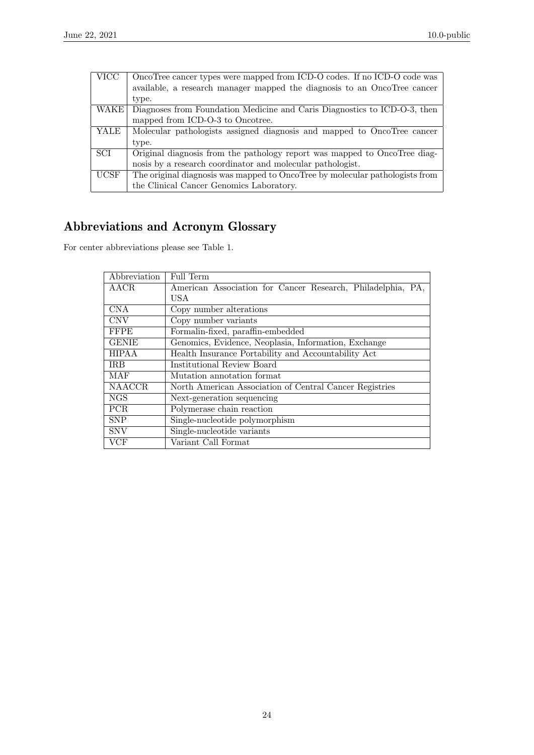| | |
|---|---|
| VICC | OncoTree cancer types were mapped from ICD-O codes. If no ICD-O code was available, a research manager mapped the diagnosis to an OncoTree cancer type. |
| WAKE | Diagnoses from Foundation Medicine and Caris Diagnostics to ICD-O-3, then mapped from ICD-O-3 to Oncotree. |
| YALE | Molecular pathologists assigned diagnosis and mapped to OncoTree cancer type. |
| SCI | Original diagnosis from the pathology report was mapped to OncoTree diagnosis by a research coordinator and molecular pathologist. |
| UCSF | The original diagnosis was mapped to OncoTree by molecular pathologists from the Clinical Cancer Genomics Laboratory. |

## Abbreviations and Acronym Glossary

For center abbreviations please see Table 1.

| Abbreviation | Full Term |
|---|---|
| AACR | American Association for Cancer Research, Philadelphia, PA, USA |
| CNA | Copy number alterations |
| CNV | Copy number variants |
| FFPE | Formalin-fixed, paraffin-embedded |
| GENIE | Genomics, Evidence, Neoplasia, Information, Exchange |
| HIPAA | Health Insurance Portability and Accountability Act |
| IRB | Institutional Review Board |
| MAF | Mutation annotation format |
| NAACCR | North American Association of Central Cancer Registries |
| NGS | Next-generation sequencing |
| PCR | Polymerase chain reaction |
| SNP | Single-nucleotide polymorphism |
| SNV | Single-nucleotide variants |
| VCF | Variant Call Format |